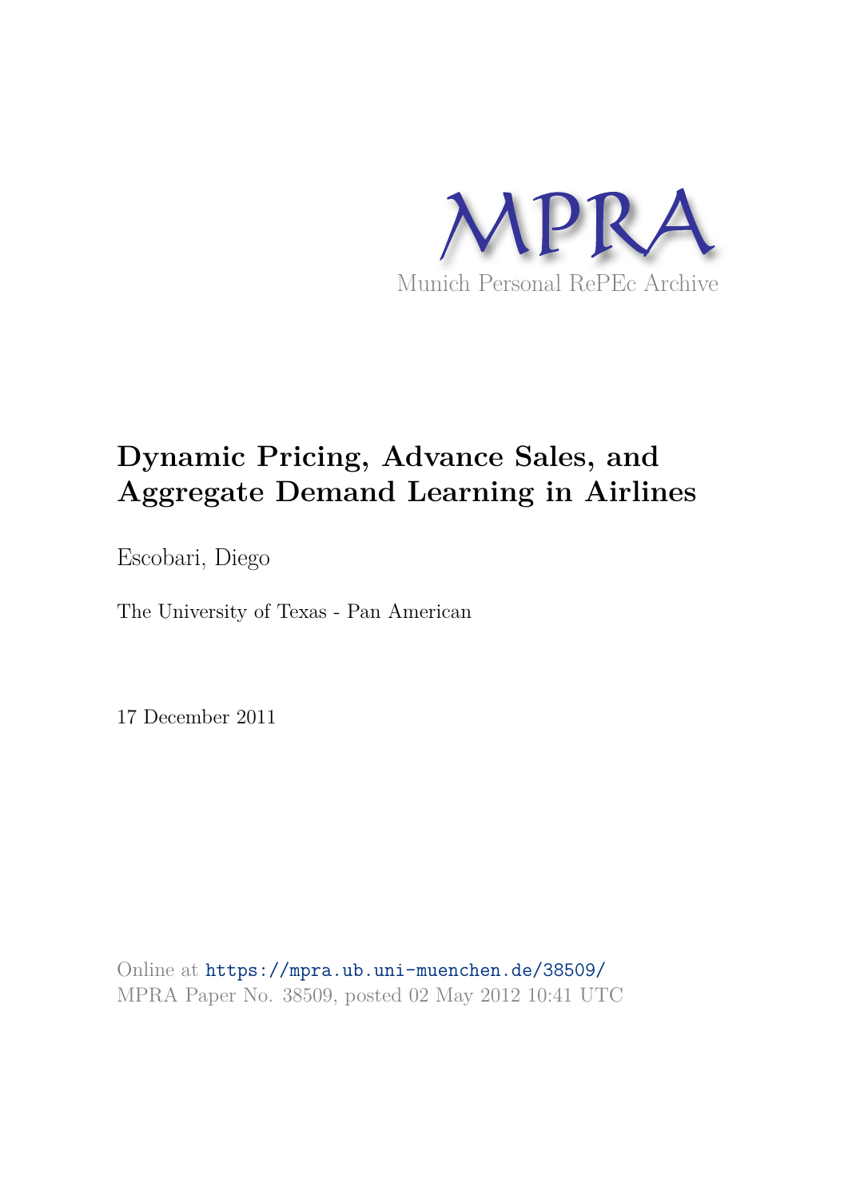MPRA

Munich Personal RePEc Archive

# Dynamic Pricing, Advance Sales, and Aggregate Demand Learning in Airlines

Escobari, Diego

The University of Texas - Pan American

17 December 2011

Online at https://mpra.ub.uni-muenchen.de/38509/
MPRA Paper No. 38509, posted 02 May 2012 10:41 UTC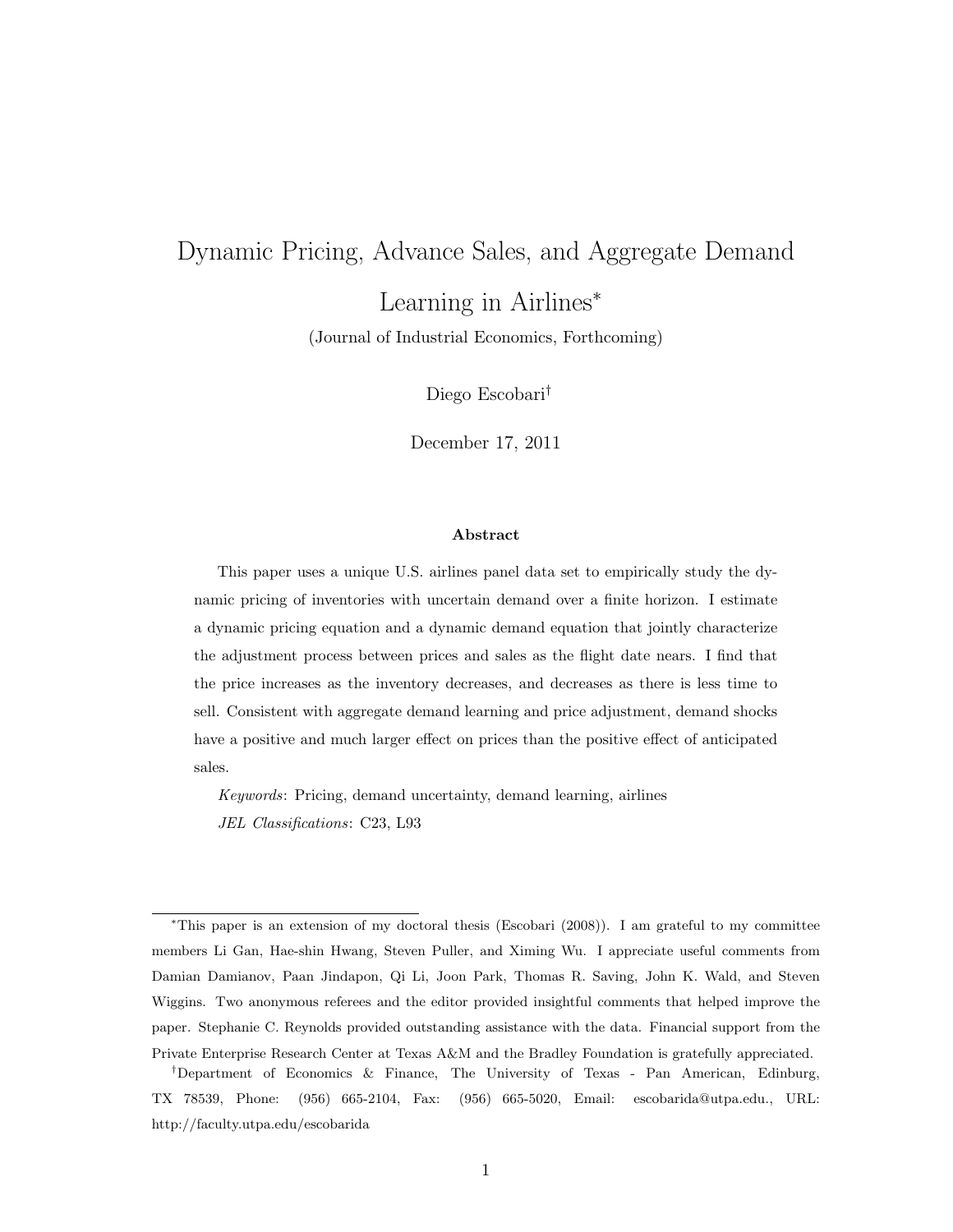# Dynamic Pricing, Advance Sales, and Aggregate Demand Learning in Airlines*

(Journal of Industrial Economics, Forthcoming)

Diego Escobari†

December 17, 2011

### Abstract

This paper uses a unique U.S. airlines panel data set to empirically study the dynamic pricing of inventories with uncertain demand over a finite horizon. I estimate a dynamic pricing equation and a dynamic demand equation that jointly characterize the adjustment process between prices and sales as the flight date nears. I find that the price increases as the inventory decreases, and decreases as there is less time to sell. Consistent with aggregate demand learning and price adjustment, demand shocks have a positive and much larger effect on prices than the positive effect of anticipated sales.

*Keywords*: Pricing, demand uncertainty, demand learning, airlines

*JEL Classifications*: C23, L93

---

*This paper is an extension of my doctoral thesis (Escobari (2008)). I am grateful to my committee members Li Gan, Hae-shin Hwang, Steven Puller, and Ximing Wu. I appreciate useful comments from Damian Damianov, Paan Jindapon, Qi Li, Joon Park, Thomas R. Saving, John K. Wald, and Steven Wiggins. Two anonymous referees and the editor provided insightful comments that helped improve the paper. Stephanie C. Reynolds provided outstanding assistance with the data. Financial support from the Private Enterprise Research Center at Texas A&M and the Bradley Foundation is gratefully appreciated.

†Department of Economics & Finance, The University of Texas - Pan American, Edinburg, TX 78539, Phone: (956) 665-2104, Fax: (956) 665-5020, Email: escobarida@utpa.edu., URL: http://faculty.utpa.edu/escobarida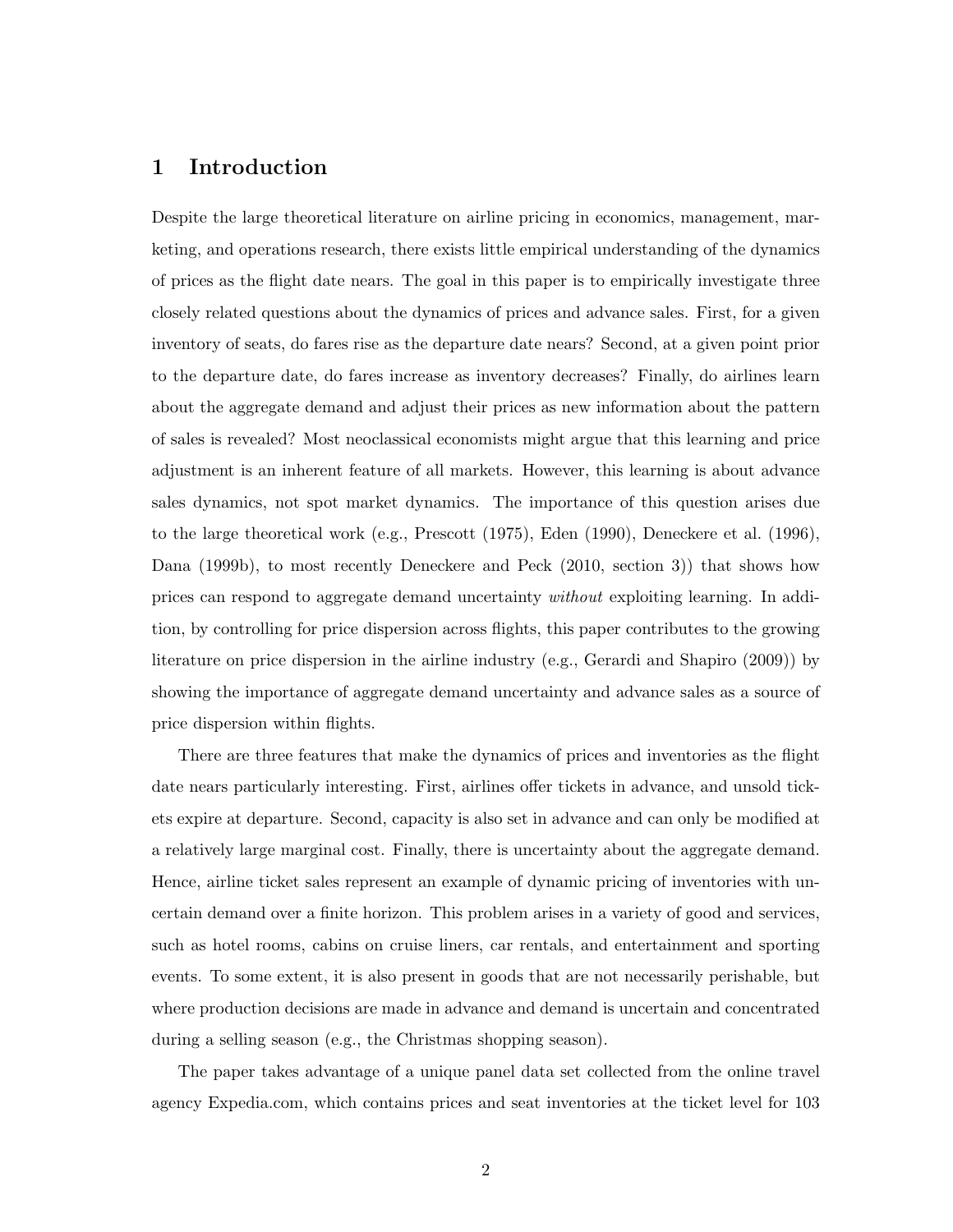# 1 Introduction

Despite the large theoretical literature on airline pricing in economics, management, marketing, and operations research, there exists little empirical understanding of the dynamics of prices as the flight date nears. The goal in this paper is to empirically investigate three closely related questions about the dynamics of prices and advance sales. First, for a given inventory of seats, do fares rise as the departure date nears? Second, at a given point prior to the departure date, do fares increase as inventory decreases? Finally, do airlines learn about the aggregate demand and adjust their prices as new information about the pattern of sales is revealed? Most neoclassical economists might argue that this learning and price adjustment is an inherent feature of all markets. However, this learning is about advance sales dynamics, not spot market dynamics. The importance of this question arises due to the large theoretical work (e.g., Prescott (1975), Eden (1990), Deneckere et al. (1996), Dana (1999b), to most recently Deneckere and Peck (2010, section 3)) that shows how prices can respond to aggregate demand uncertainty *without* exploiting learning. In addition, by controlling for price dispersion across flights, this paper contributes to the growing literature on price dispersion in the airline industry (e.g., Gerardi and Shapiro (2009)) by showing the importance of aggregate demand uncertainty and advance sales as a source of price dispersion within flights.

There are three features that make the dynamics of prices and inventories as the flight date nears particularly interesting. First, airlines offer tickets in advance, and unsold tickets expire at departure. Second, capacity is also set in advance and can only be modified at a relatively large marginal cost. Finally, there is uncertainty about the aggregate demand. Hence, airline ticket sales represent an example of dynamic pricing of inventories with uncertain demand over a finite horizon. This problem arises in a variety of good and services, such as hotel rooms, cabins on cruise liners, car rentals, and entertainment and sporting events. To some extent, it is also present in goods that are not necessarily perishable, but where production decisions are made in advance and demand is uncertain and concentrated during a selling season (e.g., the Christmas shopping season).

The paper takes advantage of a unique panel data set collected from the online travel agency Expedia.com, which contains prices and seat inventories at the ticket level for 103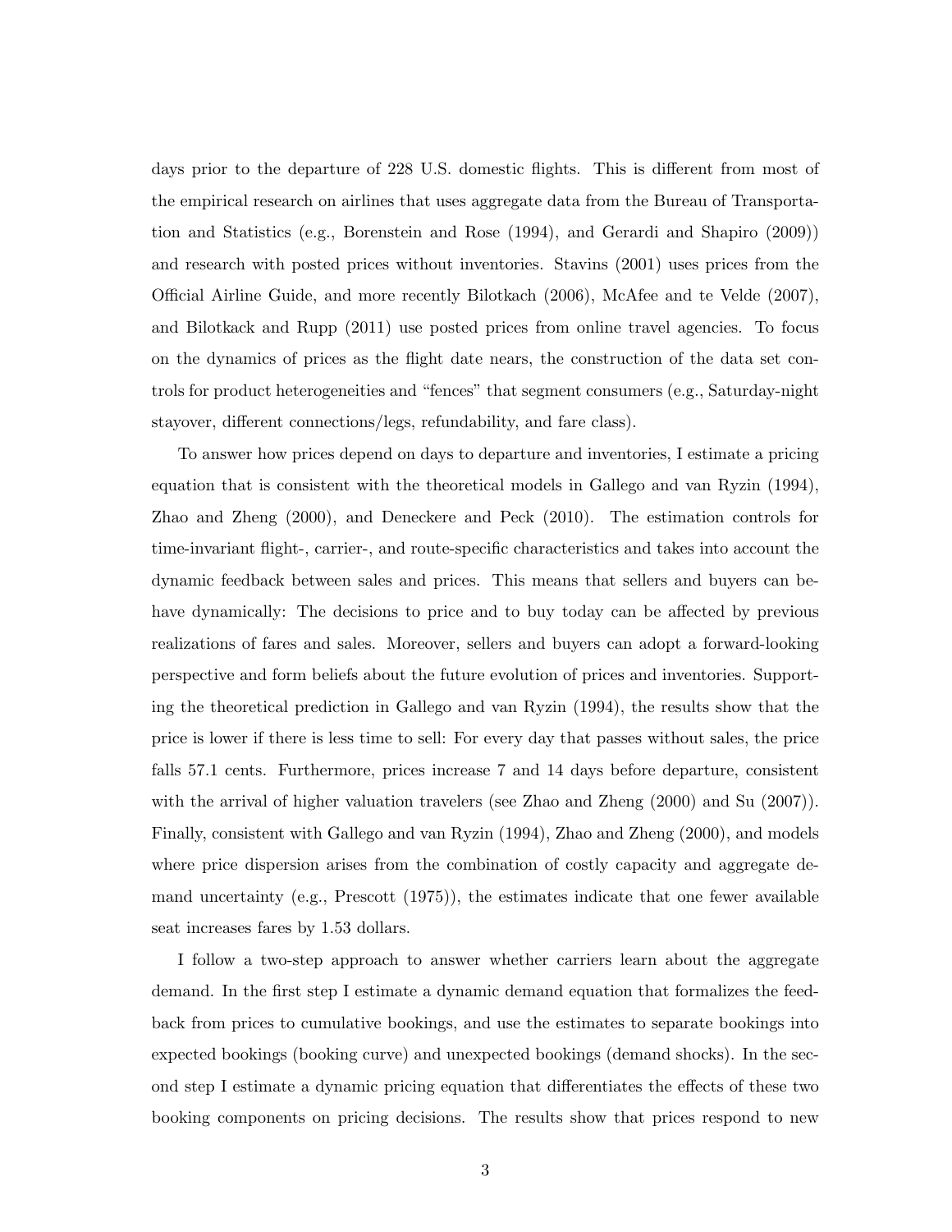days prior to the departure of 228 U.S. domestic flights. This is different from most of the empirical research on airlines that uses aggregate data from the Bureau of Transportation and Statistics (e.g., Borenstein and Rose (1994), and Gerardi and Shapiro (2009)) and research with posted prices without inventories. Stavins (2001) uses prices from the Official Airline Guide, and more recently Bilotkach (2006), McAfee and te Velde (2007), and Bilotkack and Rupp (2011) use posted prices from online travel agencies. To focus on the dynamics of prices as the flight date nears, the construction of the data set controls for product heterogeneities and "fences" that segment consumers (e.g., Saturday-night stayover, different connections/legs, refundability, and fare class).

To answer how prices depend on days to departure and inventories, I estimate a pricing equation that is consistent with the theoretical models in Gallego and van Ryzin (1994), Zhao and Zheng (2000), and Deneckere and Peck (2010). The estimation controls for time-invariant flight-, carrier-, and route-specific characteristics and takes into account the dynamic feedback between sales and prices. This means that sellers and buyers can behave dynamically: The decisions to price and to buy today can be affected by previous realizations of fares and sales. Moreover, sellers and buyers can adopt a forward-looking perspective and form beliefs about the future evolution of prices and inventories. Supporting the theoretical prediction in Gallego and van Ryzin (1994), the results show that the price is lower if there is less time to sell: For every day that passes without sales, the price falls 57.1 cents. Furthermore, prices increase 7 and 14 days before departure, consistent with the arrival of higher valuation travelers (see Zhao and Zheng (2000) and Su (2007)). Finally, consistent with Gallego and van Ryzin (1994), Zhao and Zheng (2000), and models where price dispersion arises from the combination of costly capacity and aggregate demand uncertainty (e.g., Prescott (1975)), the estimates indicate that one fewer available seat increases fares by 1.53 dollars.

I follow a two-step approach to answer whether carriers learn about the aggregate demand. In the first step I estimate a dynamic demand equation that formalizes the feedback from prices to cumulative bookings, and use the estimates to separate bookings into expected bookings (booking curve) and unexpected bookings (demand shocks). In the second step I estimate a dynamic pricing equation that differentiates the effects of these two booking components on pricing decisions. The results show that prices respond to new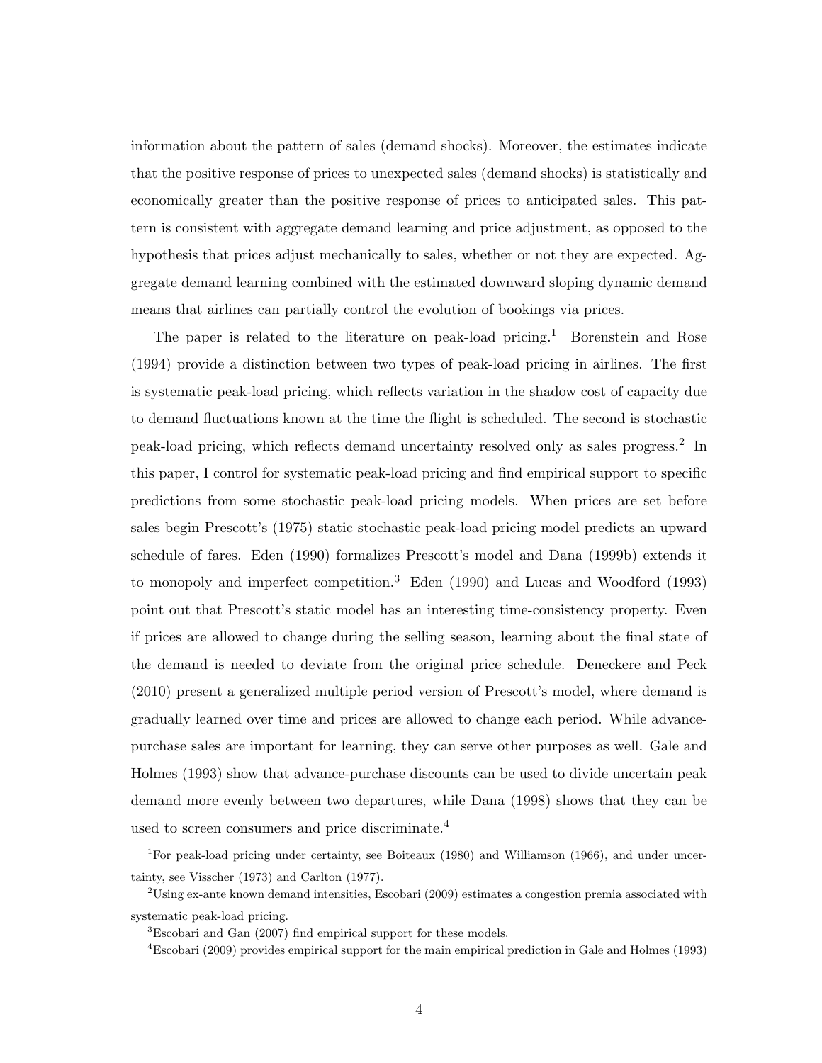information about the pattern of sales (demand shocks). Moreover, the estimates indicate that the positive response of prices to unexpected sales (demand shocks) is statistically and economically greater than the positive response of prices to anticipated sales. This pattern is consistent with aggregate demand learning and price adjustment, as opposed to the hypothesis that prices adjust mechanically to sales, whether or not they are expected. Aggregate demand learning combined with the estimated downward sloping dynamic demand means that airlines can partially control the evolution of bookings via prices.

The paper is related to the literature on peak-load pricing.[1] Borenstein and Rose (1994) provide a distinction between two types of peak-load pricing in airlines. The first is systematic peak-load pricing, which reflects variation in the shadow cost of capacity due to demand fluctuations known at the time the flight is scheduled. The second is stochastic peak-load pricing, which reflects demand uncertainty resolved only as sales progress.[2] In this paper, I control for systematic peak-load pricing and find empirical support to specific predictions from some stochastic peak-load pricing models. When prices are set before sales begin Prescott's (1975) static stochastic peak-load pricing model predicts an upward schedule of fares. Eden (1990) formalizes Prescott's model and Dana (1999b) extends it to monopoly and imperfect competition.[3] Eden (1990) and Lucas and Woodford (1993) point out that Prescott's static model has an interesting time-consistency property. Even if prices are allowed to change during the selling season, learning about the final state of the demand is needed to deviate from the original price schedule. Deneckere and Peck (2010) present a generalized multiple period version of Prescott's model, where demand is gradually learned over time and prices are allowed to change each period. While advance-purchase sales are important for learning, they can serve other purposes as well. Gale and Holmes (1993) show that advance-purchase discounts can be used to divide uncertain peak demand more evenly between two departures, while Dana (1998) shows that they can be used to screen consumers and price discriminate.[4]

[1] For peak-load pricing under certainty, see Boiteaux (1980) and Williamson (1966), and under uncertainty, see Visscher (1973) and Carlton (1977).

[2] Using ex-ante known demand intensities, Escobari (2009) estimates a congestion premia associated with systematic peak-load pricing.

[3] Escobari and Gan (2007) find empirical support for these models.

[4] Escobari (2009) provides empirical support for the main empirical prediction in Gale and Holmes (1993)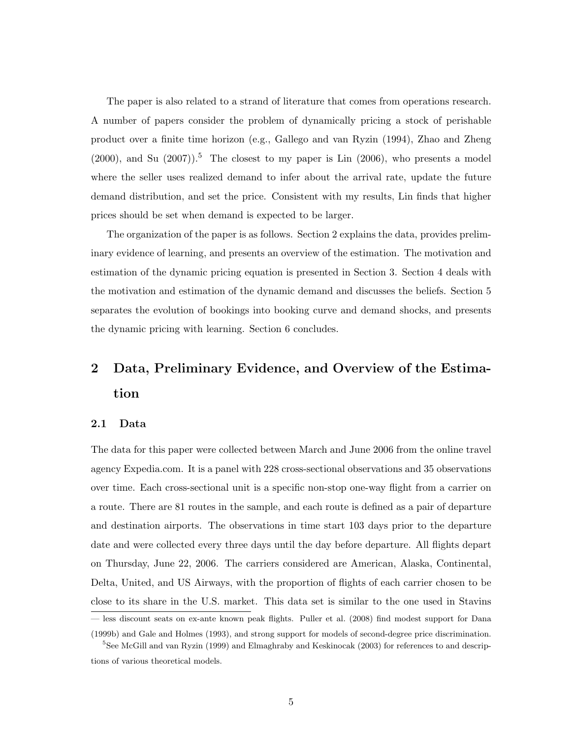The paper is also related to a strand of literature that comes from operations research. A number of papers consider the problem of dynamically pricing a stock of perishable product over a finite time horizon (e.g., Gallego and van Ryzin (1994), Zhao and Zheng (2000), and Su (2007)).[5] The closest to my paper is Lin (2006), who presents a model where the seller uses realized demand to infer about the arrival rate, update the future demand distribution, and set the price. Consistent with my results, Lin finds that higher prices should be set when demand is expected to be larger.

The organization of the paper is as follows. Section 2 explains the data, provides preliminary evidence of learning, and presents an overview of the estimation. The motivation and estimation of the dynamic pricing equation is presented in Section 3. Section 4 deals with the motivation and estimation of the dynamic demand and discusses the beliefs. Section 5 separates the evolution of bookings into booking curve and demand shocks, and presents the dynamic pricing with learning. Section 6 concludes.

# 2 Data, Preliminary Evidence, and Overview of the Estimation

## 2.1 Data

The data for this paper were collected between March and June 2006 from the online travel agency Expedia.com. It is a panel with 228 cross-sectional observations and 35 observations over time. Each cross-sectional unit is a specific non-stop one-way flight from a carrier on a route. There are 81 routes in the sample, and each route is defined as a pair of departure and destination airports. The observations in time start 103 days prior to the departure date and were collected every three days until the day before departure. All flights depart on Thursday, June 22, 2006. The carriers considered are American, Alaska, Continental, Delta, United, and US Airways, with the proportion of flights of each carrier chosen to be close to its share in the U.S. market. This data set is similar to the one used in Stavins

— less discount seats on ex-ante known peak flights. Puller et al. (2008) find modest support for Dana (1999b) and Gale and Holmes (1993), and strong support for models of second-degree price discrimination.

[5] See McGill and van Ryzin (1999) and Elmaghraby and Keskinocak (2003) for references to and descriptions of various theoretical models.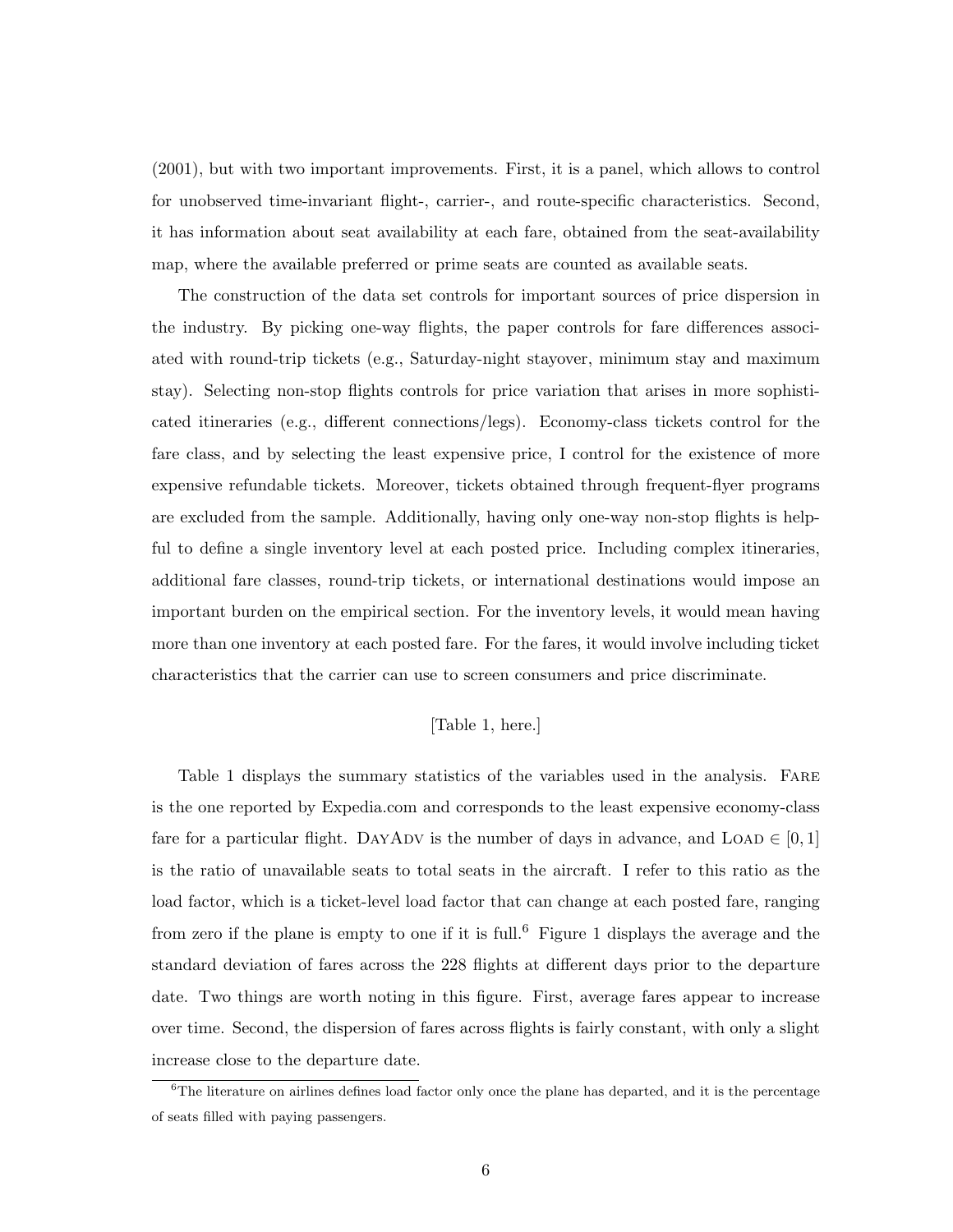(2001), but with two important improvements. First, it is a panel, which allows to control for unobserved time-invariant flight-, carrier-, and route-specific characteristics. Second, it has information about seat availability at each fare, obtained from the seat-availability map, where the available preferred or prime seats are counted as available seats.

The construction of the data set controls for important sources of price dispersion in the industry. By picking one-way flights, the paper controls for fare differences associated with round-trip tickets (e.g., Saturday-night stayover, minimum stay and maximum stay). Selecting non-stop flights controls for price variation that arises in more sophisticated itineraries (e.g., different connections/legs). Economy-class tickets control for the fare class, and by selecting the least expensive price, I control for the existence of more expensive refundable tickets. Moreover, tickets obtained through frequent-flyer programs are excluded from the sample. Additionally, having only one-way non-stop flights is helpful to define a single inventory level at each posted price. Including complex itineraries, additional fare classes, round-trip tickets, or international destinations would impose an important burden on the empirical section. For the inventory levels, it would mean having more than one inventory at each posted fare. For the fares, it would involve including ticket characteristics that the carrier can use to screen consumers and price discriminate.

[Table 1, here.]

Table 1 displays the summary statistics of the variables used in the analysis. Fare is the one reported by Expedia.com and corresponds to the least expensive economy-class fare for a particular flight. DayAdv is the number of days in advance, and Load $\in [0, 1]$ is the ratio of unavailable seats to total seats in the aircraft. I refer to this ratio as the load factor, which is a ticket-level load factor that can change at each posted fare, ranging from zero if the plane is empty to one if it is full.[6] Figure 1 displays the average and the standard deviation of fares across the 228 flights at different days prior to the departure date. Two things are worth noting in this figure. First, average fares appear to increase over time. Second, the dispersion of fares across flights is fairly constant, with only a slight increase close to the departure date.

[6] The literature on airlines defines load factor only once the plane has departed, and it is the percentage of seats filled with paying passengers.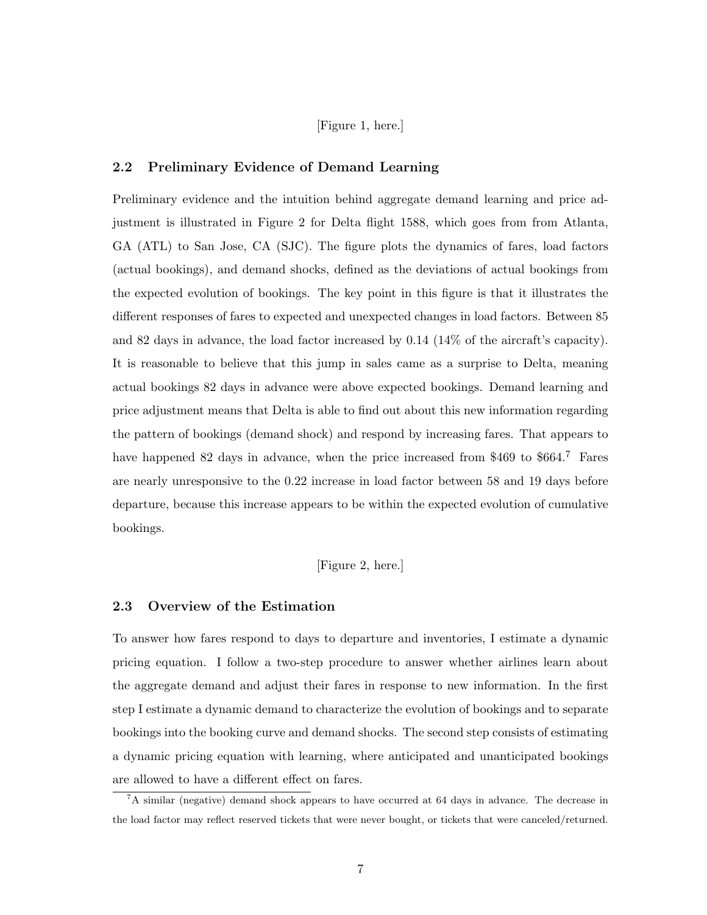[Figure 1, here.]

### 2.2 Preliminary Evidence of Demand Learning

Preliminary evidence and the intuition behind aggregate demand learning and price adjustment is illustrated in Figure 2 for Delta flight 1588, which goes from from Atlanta, GA (ATL) to San Jose, CA (SJC). The figure plots the dynamics of fares, load factors (actual bookings), and demand shocks, defined as the deviations of actual bookings from the expected evolution of bookings. The key point in this figure is that it illustrates the different responses of fares to expected and unexpected changes in load factors. Between 85 and 82 days in advance, the load factor increased by 0.14 (14% of the aircraft's capacity). It is reasonable to believe that this jump in sales came as a surprise to Delta, meaning actual bookings 82 days in advance were above expected bookings. Demand learning and price adjustment means that Delta is able to find out about this new information regarding the pattern of bookings (demand shock) and respond by increasing fares. That appears to have happened 82 days in advance, when the price increased from \$469 to \$664.[7] Fares are nearly unresponsive to the 0.22 increase in load factor between 58 and 19 days before departure, because this increase appears to be within the expected evolution of cumulative bookings.

[Figure 2, here.]

### 2.3 Overview of the Estimation

To answer how fares respond to days to departure and inventories, I estimate a dynamic pricing equation. I follow a two-step procedure to answer whether airlines learn about the aggregate demand and adjust their fares in response to new information. In the first step I estimate a dynamic demand to characterize the evolution of bookings and to separate bookings into the booking curve and demand shocks. The second step consists of estimating a dynamic pricing equation with learning, where anticipated and unanticipated bookings are allowed to have a different effect on fares.

[7] A similar (negative) demand shock appears to have occurred at 64 days in advance. The decrease in the load factor may reflect reserved tickets that were never bought, or tickets that were canceled/returned.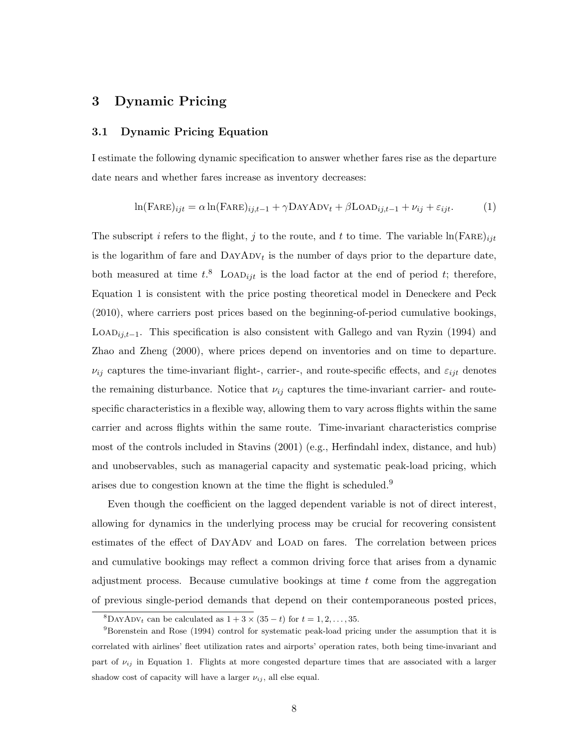## 3 Dynamic Pricing

### 3.1 Dynamic Pricing Equation

I estimate the following dynamic specification to answer whether fares rise as the departure date nears and whether fares increase as inventory decreases:

$$\ln(\textsc{Fare})_{ijt} = \alpha \ln(\textsc{Fare})_{ij,t-1} + \gamma \textsc{DayAdv}_t + \beta \textsc{Load}_{ij,t-1} + \nu_{ij} + \varepsilon_{ijt}. \tag{1}$$

The subscript $i$ refers to the flight, $j$ to the route, and $t$ to time. The variable $\ln(\textsc{Fare})_{ijt}$ is the logarithm of fare and $\textsc{DayAdv}_t$ is the number of days prior to the departure date, both measured at time $t$.[8] $\textsc{Load}_{ijt}$ is the load factor at the end of period $t$; therefore, Equation 1 is consistent with the price posting theoretical model in Deneckere and Peck (2010), where carriers post prices based on the beginning-of-period cumulative bookings, $\textsc{Load}_{ij,t-1}$. This specification is also consistent with Gallego and van Ryzin (1994) and Zhao and Zheng (2000), where prices depend on inventories and on time to departure. $\nu_{ij}$ captures the time-invariant flight-, carrier-, and route-specific effects, and $\varepsilon_{ijt}$ denotes the remaining disturbance. Notice that $\nu_{ij}$ captures the time-invariant carrier- and route-specific characteristics in a flexible way, allowing them to vary across flights within the same carrier and across flights within the same route. Time-invariant characteristics comprise most of the controls included in Stavins (2001) (e.g., Herfindahl index, distance, and hub) and unobservables, such as managerial capacity and systematic peak-load pricing, which arises due to congestion known at the time the flight is scheduled.[9]

Even though the coefficient on the lagged dependent variable is not of direct interest, allowing for dynamics in the underlying process may be crucial for recovering consistent estimates of the effect of DayAdv and Load on fares. The correlation between prices and cumulative bookings may reflect a common driving force that arises from a dynamic adjustment process. Because cumulative bookings at time $t$ come from the aggregation of previous single-period demands that depend on their contemporaneous posted prices,

[8] $\textsc{DayAdv}_t$ can be calculated as $1 + 3 \times (35 - t)$ for $t = 1, 2, \ldots, 35$.

[9] Borenstein and Rose (1994) control for systematic peak-load pricing under the assumption that it is correlated with airlines' fleet utilization rates and airports' operation rates, both being time-invariant and part of $\nu_{ij}$ in Equation 1. Flights at more congested departure times that are associated with a larger shadow cost of capacity will have a larger $\nu_{ij}$, all else equal.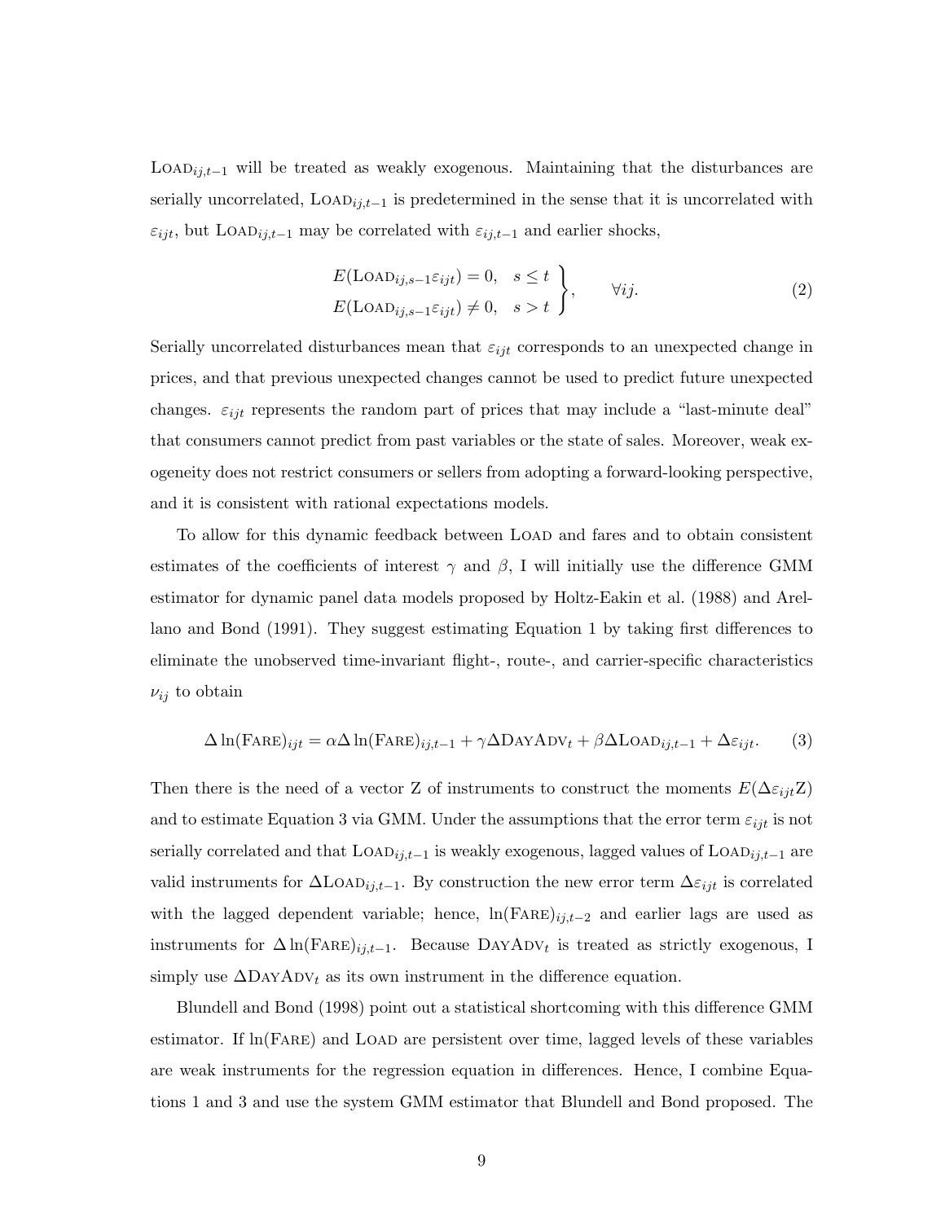$\text{Load}_{ij,t-1}$ will be treated as weakly exogenous. Maintaining that the disturbances are serially uncorrelated, $\text{Load}_{ij,t-1}$ is predetermined in the sense that it is uncorrelated with $\varepsilon_{ijt}$, but $\text{Load}_{ij,t-1}$ may be correlated with $\varepsilon_{ij,t-1}$ and earlier shocks,

$$
\left.\begin{aligned} E(\text{Load}_{ij,s-1}\varepsilon_{ijt}) = 0, \quad s \leq t \\ E(\text{Load}_{ij,s-1}\varepsilon_{ijt}) \neq 0, \quad s > t \end{aligned}\right\}, \qquad \forall ij. \tag{2}
$$

Serially uncorrelated disturbances mean that $\varepsilon_{ijt}$ corresponds to an unexpected change in prices, and that previous unexpected changes cannot be used to predict future unexpected changes. $\varepsilon_{ijt}$ represents the random part of prices that may include a "last-minute deal" that consumers cannot predict from past variables or the state of sales. Moreover, weak exogeneity does not restrict consumers or sellers from adopting a forward-looking perspective, and it is consistent with rational expectations models.

To allow for this dynamic feedback between Load and fares and to obtain consistent estimates of the coefficients of interest $\gamma$ and $\beta$, I will initially use the difference GMM estimator for dynamic panel data models proposed by Holtz-Eakin et al. (1988) and Arellano and Bond (1991). They suggest estimating Equation 1 by taking first differences to eliminate the unobserved time-invariant flight-, route-, and carrier-specific characteristics $\nu_{ij}$ to obtain

$$
\Delta \ln(\text{Fare})_{ijt} = \alpha \Delta \ln(\text{Fare})_{ij,t-1} + \gamma \Delta \text{DayAdv}_t + \beta \Delta \text{Load}_{ij,t-1} + \Delta \varepsilon_{ijt}. \tag{3}
$$

Then there is the need of a vector Z of instruments to construct the moments $E(\Delta\varepsilon_{ijt}\text{Z})$ and to estimate Equation 3 via GMM. Under the assumptions that the error term $\varepsilon_{ijt}$ is not serially correlated and that $\text{Load}_{ij,t-1}$ is weakly exogenous, lagged values of $\text{Load}_{ij,t-1}$ are valid instruments for $\Delta\text{Load}_{ij,t-1}$. By construction the new error term $\Delta\varepsilon_{ijt}$ is correlated with the lagged dependent variable; hence, $\ln(\text{Fare})_{ij,t-2}$ and earlier lags are used as instruments for $\Delta \ln(\text{Fare})_{ij,t-1}$. Because $\text{DayAdv}_t$ is treated as strictly exogenous, I simply use $\Delta\text{DayAdv}_t$ as its own instrument in the difference equation.

Blundell and Bond (1998) point out a statistical shortcoming with this difference GMM estimator. If $\ln(\text{Fare})$ and Load are persistent over time, lagged levels of these variables are weak instruments for the regression equation in differences. Hence, I combine Equations 1 and 3 and use the system GMM estimator that Blundell and Bond proposed. The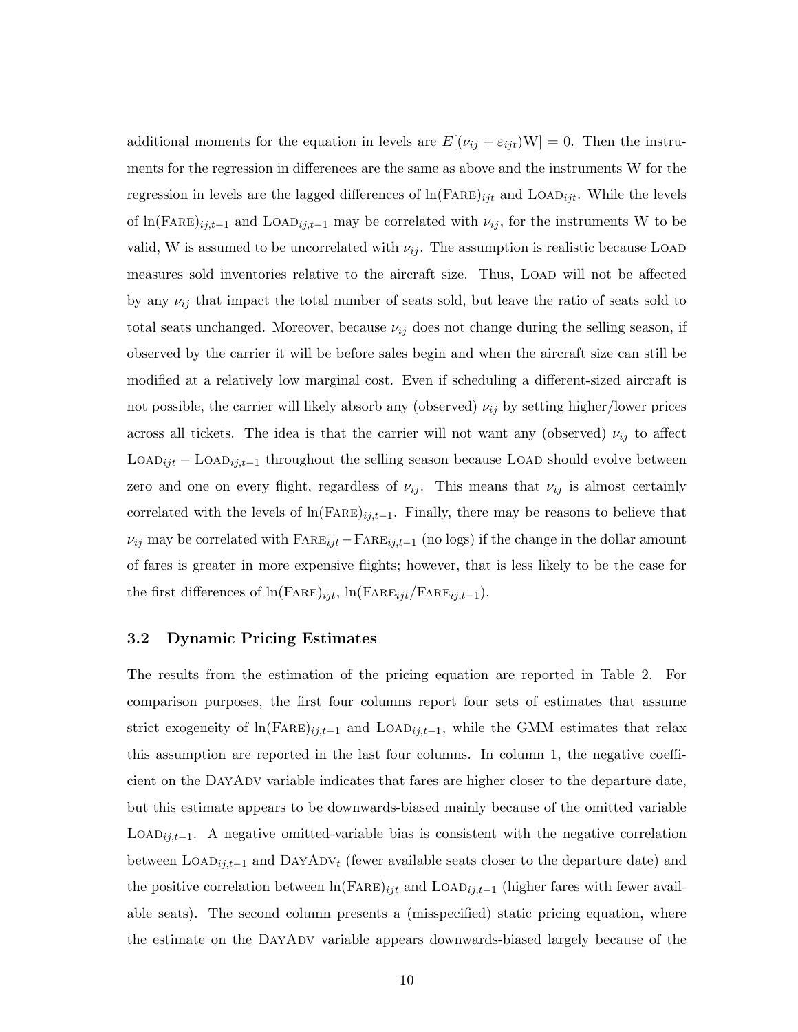additional moments for the equation in levels are $E[(\nu_{ij} + \varepsilon_{ijt})\text{W}] = 0$. Then the instruments for the regression in differences are the same as above and the instruments W for the regression in levels are the lagged differences of $\ln(\text{Fare})_{ijt}$ and $\text{Load}_{ijt}$. While the levels of $\ln(\text{Fare})_{ij,t-1}$ and $\text{Load}_{ij,t-1}$ may be correlated with $\nu_{ij}$, for the instruments W to be valid, W is assumed to be uncorrelated with $\nu_{ij}$. The assumption is realistic because Load measures sold inventories relative to the aircraft size. Thus, Load will not be affected by any $\nu_{ij}$ that impact the total number of seats sold, but leave the ratio of seats sold to total seats unchanged. Moreover, because $\nu_{ij}$ does not change during the selling season, if observed by the carrier it will be before sales begin and when the aircraft size can still be modified at a relatively low marginal cost. Even if scheduling a different-sized aircraft is not possible, the carrier will likely absorb any (observed) $\nu_{ij}$ by setting higher/lower prices across all tickets. The idea is that the carrier will not want any (observed) $\nu_{ij}$ to affect $\text{Load}_{ijt} - \text{Load}_{ij,t-1}$ throughout the selling season because Load should evolve between zero and one on every flight, regardless of $\nu_{ij}$. This means that $\nu_{ij}$ is almost certainly correlated with the levels of $\ln(\text{Fare})_{ij,t-1}$. Finally, there may be reasons to believe that $\nu_{ij}$ may be correlated with $\text{Fare}_{ijt} - \text{Fare}_{ij,t-1}$ (no logs) if the change in the dollar amount of fares is greater in more expensive flights; however, that is less likely to be the case for the first differences of $\ln(\text{Fare})_{ijt}$, $\ln(\text{Fare}_{ijt}/\text{Fare}_{ij,t-1})$.

### 3.2 Dynamic Pricing Estimates

The results from the estimation of the pricing equation are reported in Table 2. For comparison purposes, the first four columns report four sets of estimates that assume strict exogeneity of $\ln(\text{Fare})_{ij,t-1}$ and $\text{Load}_{ij,t-1}$, while the GMM estimates that relax this assumption are reported in the last four columns. In column 1, the negative coefficient on the DayAdv variable indicates that fares are higher closer to the departure date, but this estimate appears to be downwards-biased mainly because of the omitted variable $\text{Load}_{ij,t-1}$. A negative omitted-variable bias is consistent with the negative correlation between $\text{Load}_{ij,t-1}$ and $\text{DayAdv}_t$ (fewer available seats closer to the departure date) and the positive correlation between $\ln(\text{Fare})_{ijt}$ and $\text{Load}_{ij,t-1}$ (higher fares with fewer available seats). The second column presents a (misspecified) static pricing equation, where the estimate on the DayAdv variable appears downwards-biased largely because of the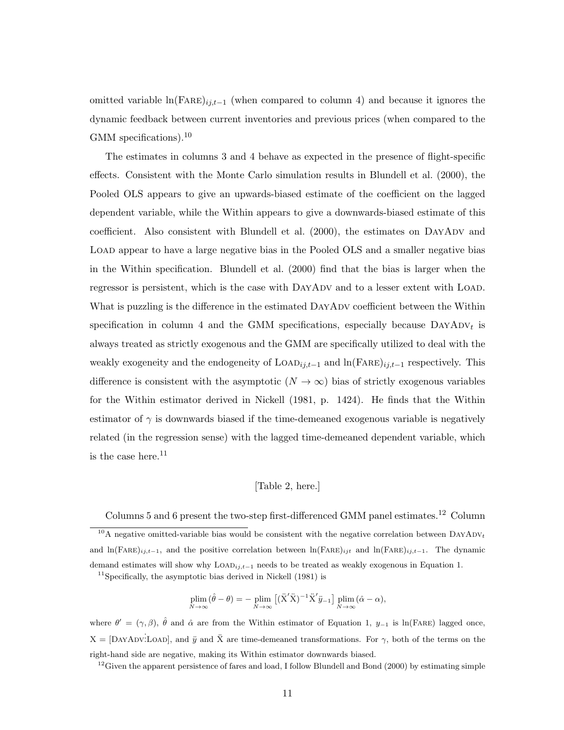omitted variable $\ln(\text{FARE})_{ij,t-1}$ (when compared to column 4) and because it ignores the dynamic feedback between current inventories and previous prices (when compared to the GMM specifications).[10]

The estimates in columns 3 and 4 behave as expected in the presence of flight-specific effects. Consistent with the Monte Carlo simulation results in Blundell et al. (2000), the Pooled OLS appears to give an upwards-biased estimate of the coefficient on the lagged dependent variable, while the Within appears to give a downwards-biased estimate of this coefficient. Also consistent with Blundell et al. (2000), the estimates on DAYADV and LOAD appear to have a large negative bias in the Pooled OLS and a smaller negative bias in the Within specification. Blundell et al. (2000) find that the bias is larger when the regressor is persistent, which is the case with DAYADV and to a lesser extent with LOAD. What is puzzling is the difference in the estimated DAYADV coefficient between the Within specification in column 4 and the GMM specifications, especially because $\text{DAYADV}_t$ is always treated as strictly exogenous and the GMM are specifically utilized to deal with the weakly exogeneity and the endogeneity of $\text{LOAD}_{ij,t-1}$ and $\ln(\text{FARE})_{ij,t-1}$ respectively. This difference is consistent with the asymptotic ($N \to \infty$) bias of strictly exogenous variables for the Within estimator derived in Nickell (1981, p. 1424). He finds that the Within estimator of $\gamma$ is downwards biased if the time-demeaned exogenous variable is negatively related (in the regression sense) with the lagged time-demeaned dependent variable, which is the case here.[11]

[Table 2, here.]

Columns 5 and 6 present the two-step first-differenced GMM panel estimates.[12] Column

[10] A negative omitted-variable bias would be consistent with the negative correlation between $\text{DAYADV}_t$ and $\ln(\text{FARE})_{ij,t-1}$, and the positive correlation between $\ln(\text{FARE})_{ijt}$ and $\ln(\text{FARE})_{ij,t-1}$. The dynamic demand estimates will show why $\text{LOAD}_{ij,t-1}$ needs to be treated as weakly exogenous in Equation 1.

[11] Specifically, the asymptotic bias derived in Nickell (1981) is

$$\operatorname*{plim}_{N\to\infty}(\hat{\theta} - \theta) = -\operatorname*{plim}_{N\to\infty}\left[(\ddot{\text{X}}'\ddot{\text{X}})^{-1}\ddot{\text{X}}'\ddot{y}_{-1}\right]\operatorname*{plim}_{N\to\infty}(\hat{\alpha} - \alpha),$$

where $\theta' = (\gamma, \beta)$, $\hat{\theta}$ and $\hat{\alpha}$ are from the Within estimator of Equation 1, $y_{-1}$ is $\ln(\text{FARE})$ lagged once, $\text{X} = [\text{DAYADV} \vdots \text{LOAD}]$, and $\ddot{y}$ and $\ddot{\text{X}}$ are time-demeaned transformations. For $\gamma$, both of the terms on the right-hand side are negative, making its Within estimator downwards biased.

[12] Given the apparent persistence of fares and load, I follow Blundell and Bond (2000) by estimating simple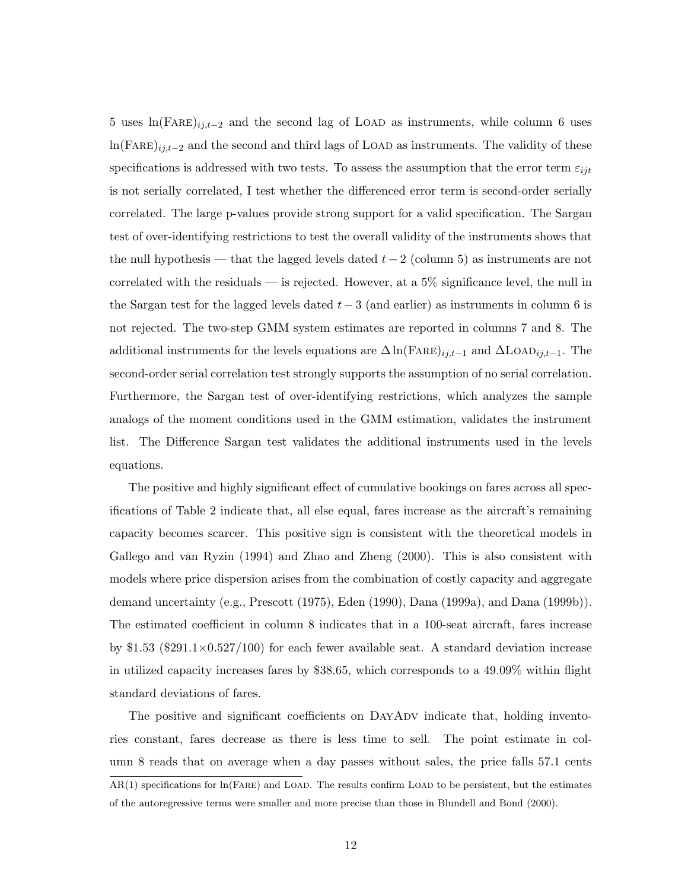5 uses $\ln(\text{FARE})_{ij,t-2}$ and the second lag of LOAD as instruments, while column 6 uses $\ln(\text{FARE})_{ij,t-2}$ and the second and third lags of LOAD as instruments. The validity of these specifications is addressed with two tests. To assess the assumption that the error term $\varepsilon_{ijt}$ is not serially correlated, I test whether the differenced error term is second-order serially correlated. The large p-values provide strong support for a valid specification. The Sargan test of over-identifying restrictions to test the overall validity of the instruments shows that the null hypothesis — that the lagged levels dated $t-2$ (column 5) as instruments are not correlated with the residuals — is rejected. However, at a 5% significance level, the null in the Sargan test for the lagged levels dated $t-3$ (and earlier) as instruments in column 6 is not rejected. The two-step GMM system estimates are reported in columns 7 and 8. The additional instruments for the levels equations are $\Delta\ln(\text{FARE})_{ij,t-1}$ and $\Delta\text{LOAD}_{ij,t-1}$. The second-order serial correlation test strongly supports the assumption of no serial correlation. Furthermore, the Sargan test of over-identifying restrictions, which analyzes the sample analogs of the moment conditions used in the GMM estimation, validates the instrument list. The Difference Sargan test validates the additional instruments used in the levels equations.

The positive and highly significant effect of cumulative bookings on fares across all specifications of Table 2 indicate that, all else equal, fares increase as the aircraft's remaining capacity becomes scarcer. This positive sign is consistent with the theoretical models in Gallego and van Ryzin (1994) and Zhao and Zheng (2000). This is also consistent with models where price dispersion arises from the combination of costly capacity and aggregate demand uncertainty (e.g., Prescott (1975), Eden (1990), Dana (1999a), and Dana (1999b)). The estimated coefficient in column 8 indicates that in a 100-seat aircraft, fares increase by \$1.53 (\$291.1×0.527/100) for each fewer available seat. A standard deviation increase in utilized capacity increases fares by \$38.65, which corresponds to a 49.09% within flight standard deviations of fares.

The positive and significant coefficients on DAYADV indicate that, holding inventories constant, fares decrease as there is less time to sell. The point estimate in column 8 reads that on average when a day passes without sales, the price falls 57.1 cents

AR(1) specifications for ln(FARE) and LOAD. The results confirm LOAD to be persistent, but the estimates of the autoregressive terms were smaller and more precise than those in Blundell and Bond (2000).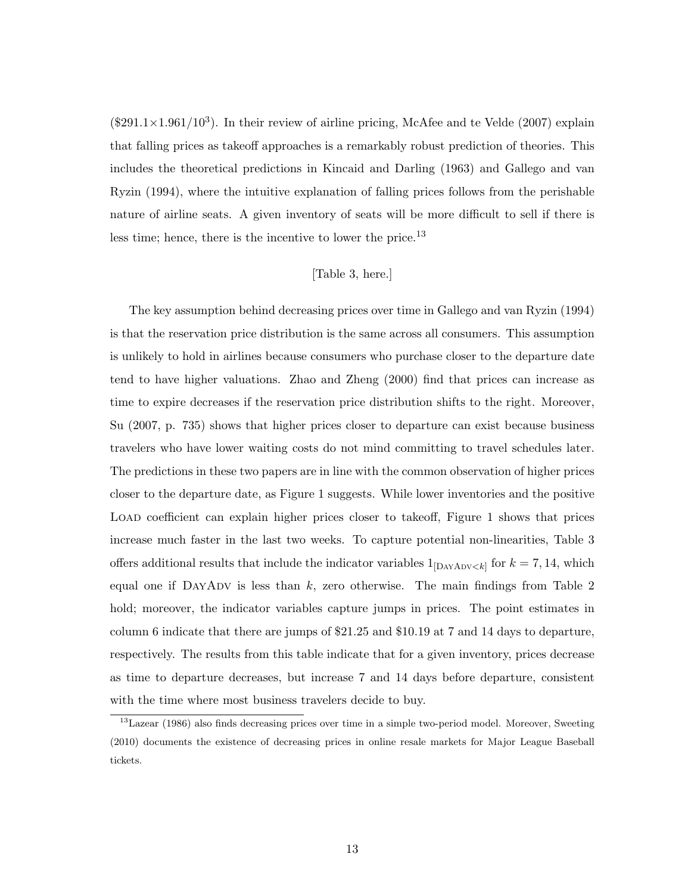($291.1×1.961/10$^3$). In their review of airline pricing, McAfee and te Velde (2007) explain that falling prices as takeoff approaches is a remarkably robust prediction of theories. This includes the theoretical predictions in Kincaid and Darling (1963) and Gallego and van Ryzin (1994), where the intuitive explanation of falling prices follows from the perishable nature of airline seats. A given inventory of seats will be more difficult to sell if there is less time; hence, there is the incentive to lower the price.[13]

[Table 3, here.]

The key assumption behind decreasing prices over time in Gallego and van Ryzin (1994) is that the reservation price distribution is the same across all consumers. This assumption is unlikely to hold in airlines because consumers who purchase closer to the departure date tend to have higher valuations. Zhao and Zheng (2000) find that prices can increase as time to expire decreases if the reservation price distribution shifts to the right. Moreover, Su (2007, p. 735) shows that higher prices closer to departure can exist because business travelers who have lower waiting costs do not mind committing to travel schedules later. The predictions in these two papers are in line with the common observation of higher prices closer to the departure date, as Figure 1 suggests. While lower inventories and the positive LOAD coefficient can explain higher prices closer to takeoff, Figure 1 shows that prices increase much faster in the last two weeks. To capture potential non-linearities, Table 3 offers additional results that include the indicator variables $1_{[\text{DAYADV}<k]}$ for $k = 7, 14$, which equal one if DAYADV is less than $k$, zero otherwise. The main findings from Table 2 hold; moreover, the indicator variables capture jumps in prices. The point estimates in column 6 indicate that there are jumps of $21.25 and $10.19 at 7 and 14 days to departure, respectively. The results from this table indicate that for a given inventory, prices decrease as time to departure decreases, but increase 7 and 14 days before departure, consistent with the time where most business travelers decide to buy.

[13] Lazear (1986) also finds decreasing prices over time in a simple two-period model. Moreover, Sweeting (2010) documents the existence of decreasing prices in online resale markets for Major League Baseball tickets.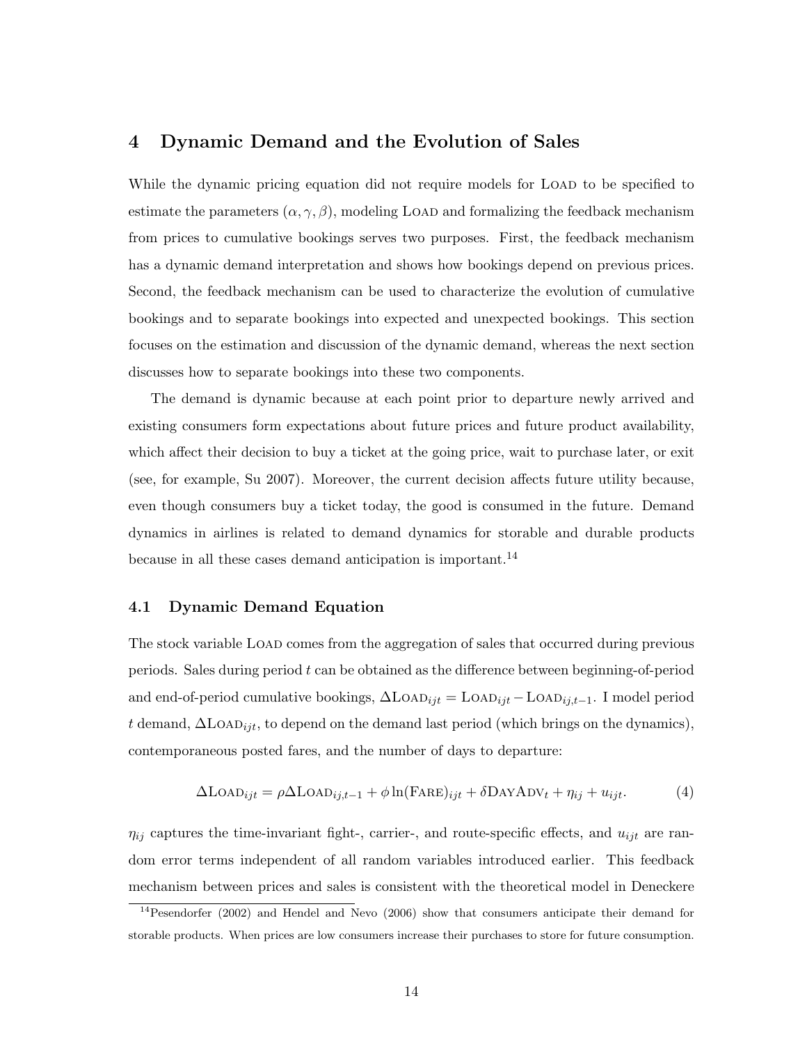# 4 Dynamic Demand and the Evolution of Sales

While the dynamic pricing equation did not require models for Load to be specified to estimate the parameters $(\alpha, \gamma, \beta)$, modeling Load and formalizing the feedback mechanism from prices to cumulative bookings serves two purposes. First, the feedback mechanism has a dynamic demand interpretation and shows how bookings depend on previous prices. Second, the feedback mechanism can be used to characterize the evolution of cumulative bookings and to separate bookings into expected and unexpected bookings. This section focuses on the estimation and discussion of the dynamic demand, whereas the next section discusses how to separate bookings into these two components.

The demand is dynamic because at each point prior to departure newly arrived and existing consumers form expectations about future prices and future product availability, which affect their decision to buy a ticket at the going price, wait to purchase later, or exit (see, for example, Su 2007). Moreover, the current decision affects future utility because, even though consumers buy a ticket today, the good is consumed in the future. Demand dynamics in airlines is related to demand dynamics for storable and durable products because in all these cases demand anticipation is important.[14]

## 4.1 Dynamic Demand Equation

The stock variable Load comes from the aggregation of sales that occurred during previous periods. Sales during period $t$ can be obtained as the difference between beginning-of-period and end-of-period cumulative bookings, $\Delta\text{Load}_{ijt} = \text{Load}_{ijt} - \text{Load}_{ij,t-1}$. I model period $t$ demand, $\Delta\text{Load}_{ijt}$, to depend on the demand last period (which brings on the dynamics), contemporaneous posted fares, and the number of days to departure:

$$\Delta\text{Load}_{ijt} = \rho\Delta\text{Load}_{ij,t-1} + \phi\ln(\text{Fare})_{ijt} + \delta\text{DayAdv}_t + \eta_{ij} + u_{ijt}. \tag{4}$$

$\eta_{ij}$ captures the time-invariant fight-, carrier-, and route-specific effects, and $u_{ijt}$ are random error terms independent of all random variables introduced earlier. This feedback mechanism between prices and sales is consistent with the theoretical model in Deneckere

[14] Pesendorfer (2002) and Hendel and Nevo (2006) show that consumers anticipate their demand for storable products. When prices are low consumers increase their purchases to store for future consumption.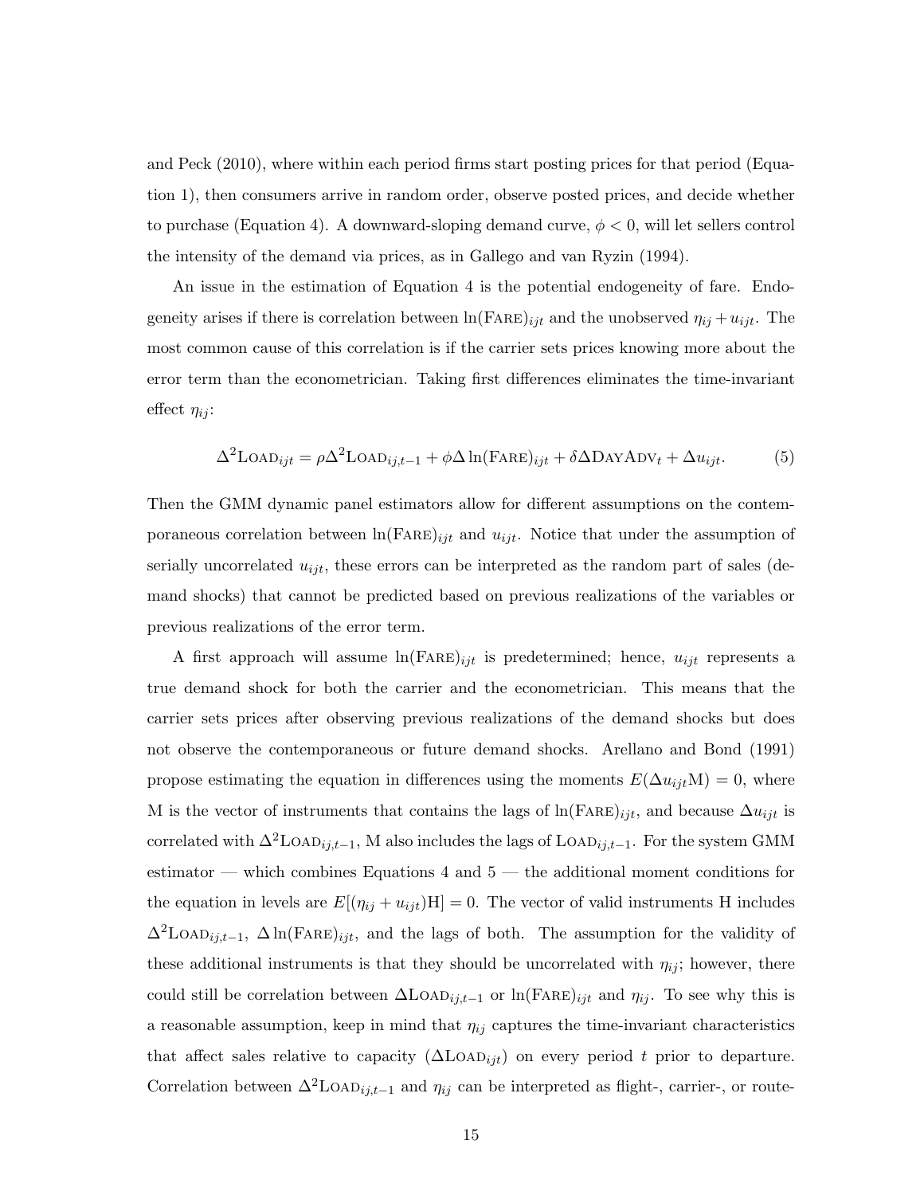and Peck (2010), where within each period firms start posting prices for that period (Equation 1), then consumers arrive in random order, observe posted prices, and decide whether to purchase (Equation 4). A downward-sloping demand curve, $\phi < 0$, will let sellers control the intensity of the demand via prices, as in Gallego and van Ryzin (1994).

An issue in the estimation of Equation 4 is the potential endogeneity of fare. Endogeneity arises if there is correlation between $\ln(\text{Fare})_{ijt}$ and the unobserved $\eta_{ij} + u_{ijt}$. The most common cause of this correlation is if the carrier sets prices knowing more about the error term than the econometrician. Taking first differences eliminates the time-invariant effect $\eta_{ij}$:

$$\Delta^2\text{Load}_{ijt} = \rho\Delta^2\text{Load}_{ij,t-1} + \phi\Delta\ln(\text{Fare})_{ijt} + \delta\Delta\text{DayAdv}_t + \Delta u_{ijt}. \tag{5}$$

Then the GMM dynamic panel estimators allow for different assumptions on the contemporaneous correlation between $\ln(\text{Fare})_{ijt}$ and $u_{ijt}$. Notice that under the assumption of serially uncorrelated $u_{ijt}$, these errors can be interpreted as the random part of sales (demand shocks) that cannot be predicted based on previous realizations of the variables or previous realizations of the error term.

A first approach will assume $\ln(\text{Fare})_{ijt}$ is predetermined; hence, $u_{ijt}$ represents a true demand shock for both the carrier and the econometrician. This means that the carrier sets prices after observing previous realizations of the demand shocks but does not observe the contemporaneous or future demand shocks. Arellano and Bond (1991) propose estimating the equation in differences using the moments $E(\Delta u_{ijt}\text{M}) = 0$, where M is the vector of instruments that contains the lags of $\ln(\text{Fare})_{ijt}$, and because $\Delta u_{ijt}$ is correlated with $\Delta^2\text{Load}_{ij,t-1}$, M also includes the lags of $\text{Load}_{ij,t-1}$. For the system GMM estimator — which combines Equations 4 and 5 — the additional moment conditions for the equation in levels are $E[(\eta_{ij} + u_{ijt})\text{H}] = 0$. The vector of valid instruments H includes $\Delta^2\text{Load}_{ij,t-1}$, $\Delta\ln(\text{Fare})_{ijt}$, and the lags of both. The assumption for the validity of these additional instruments is that they should be uncorrelated with $\eta_{ij}$; however, there could still be correlation between $\Delta\text{Load}_{ij,t-1}$ or $\ln(\text{Fare})_{ijt}$ and $\eta_{ij}$. To see why this is a reasonable assumption, keep in mind that $\eta_{ij}$ captures the time-invariant characteristics that affect sales relative to capacity ($\Delta\text{Load}_{ijt}$) on every period $t$ prior to departure. Correlation between $\Delta^2\text{Load}_{ij,t-1}$ and $\eta_{ij}$ can be interpreted as flight-, carrier-, or route-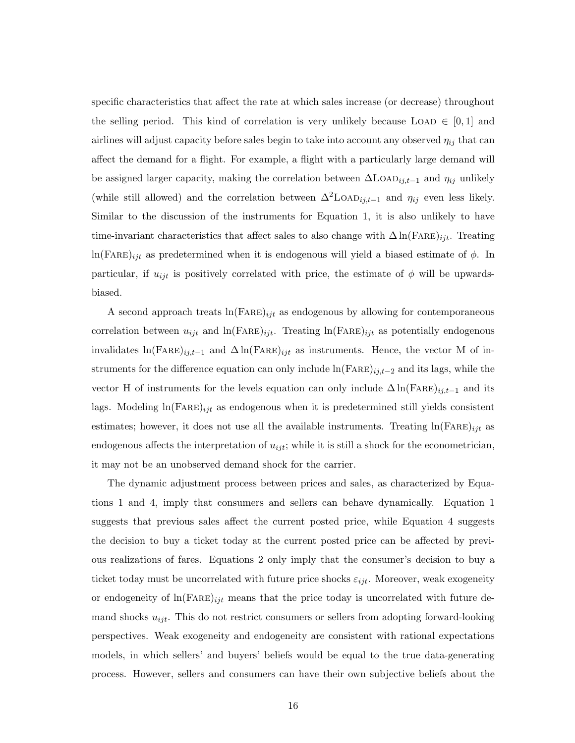specific characteristics that affect the rate at which sales increase (or decrease) throughout the selling period. This kind of correlation is very unlikely because $\text{Load} \in [0, 1]$ and airlines will adjust capacity before sales begin to take into account any observed $\eta_{ij}$ that can affect the demand for a flight. For example, a flight with a particularly large demand will be assigned larger capacity, making the correlation between $\Delta\text{Load}_{ij,t-1}$ and $\eta_{ij}$ unlikely (while still allowed) and the correlation between $\Delta^2\text{Load}_{ij,t-1}$ and $\eta_{ij}$ even less likely. Similar to the discussion of the instruments for Equation 1, it is also unlikely to have time-invariant characteristics that affect sales to also change with $\Delta \ln(\text{Fare})_{ijt}$. Treating $\ln(\text{Fare})_{ijt}$ as predetermined when it is endogenous will yield a biased estimate of $\phi$. In particular, if $u_{ijt}$ is positively correlated with price, the estimate of $\phi$ will be upwards-biased.

A second approach treats $\ln(\text{Fare})_{ijt}$ as endogenous by allowing for contemporaneous correlation between $u_{ijt}$ and $\ln(\text{Fare})_{ijt}$. Treating $\ln(\text{Fare})_{ijt}$ as potentially endogenous invalidates $\ln(\text{Fare})_{ij,t-1}$ and $\Delta \ln(\text{Fare})_{ijt}$ as instruments. Hence, the vector M of instruments for the difference equation can only include $\ln(\text{Fare})_{ij,t-2}$ and its lags, while the vector H of instruments for the levels equation can only include $\Delta \ln(\text{Fare})_{ij,t-1}$ and its lags. Modeling $\ln(\text{Fare})_{ijt}$ as endogenous when it is predetermined still yields consistent estimates; however, it does not use all the available instruments. Treating $\ln(\text{Fare})_{ijt}$ as endogenous affects the interpretation of $u_{ijt}$; while it is still a shock for the econometrician, it may not be an unobserved demand shock for the carrier.

The dynamic adjustment process between prices and sales, as characterized by Equations 1 and 4, imply that consumers and sellers can behave dynamically. Equation 1 suggests that previous sales affect the current posted price, while Equation 4 suggests the decision to buy a ticket today at the current posted price can be affected by previous realizations of fares. Equations 2 only imply that the consumer's decision to buy a ticket today must be uncorrelated with future price shocks $\varepsilon_{ijt}$. Moreover, weak exogeneity or endogeneity of $\ln(\text{Fare})_{ijt}$ means that the price today is uncorrelated with future demand shocks $u_{ijt}$. This do not restrict consumers or sellers from adopting forward-looking perspectives. Weak exogeneity and endogeneity are consistent with rational expectations models, in which sellers' and buyers' beliefs would be equal to the true data-generating process. However, sellers and consumers can have their own subjective beliefs about the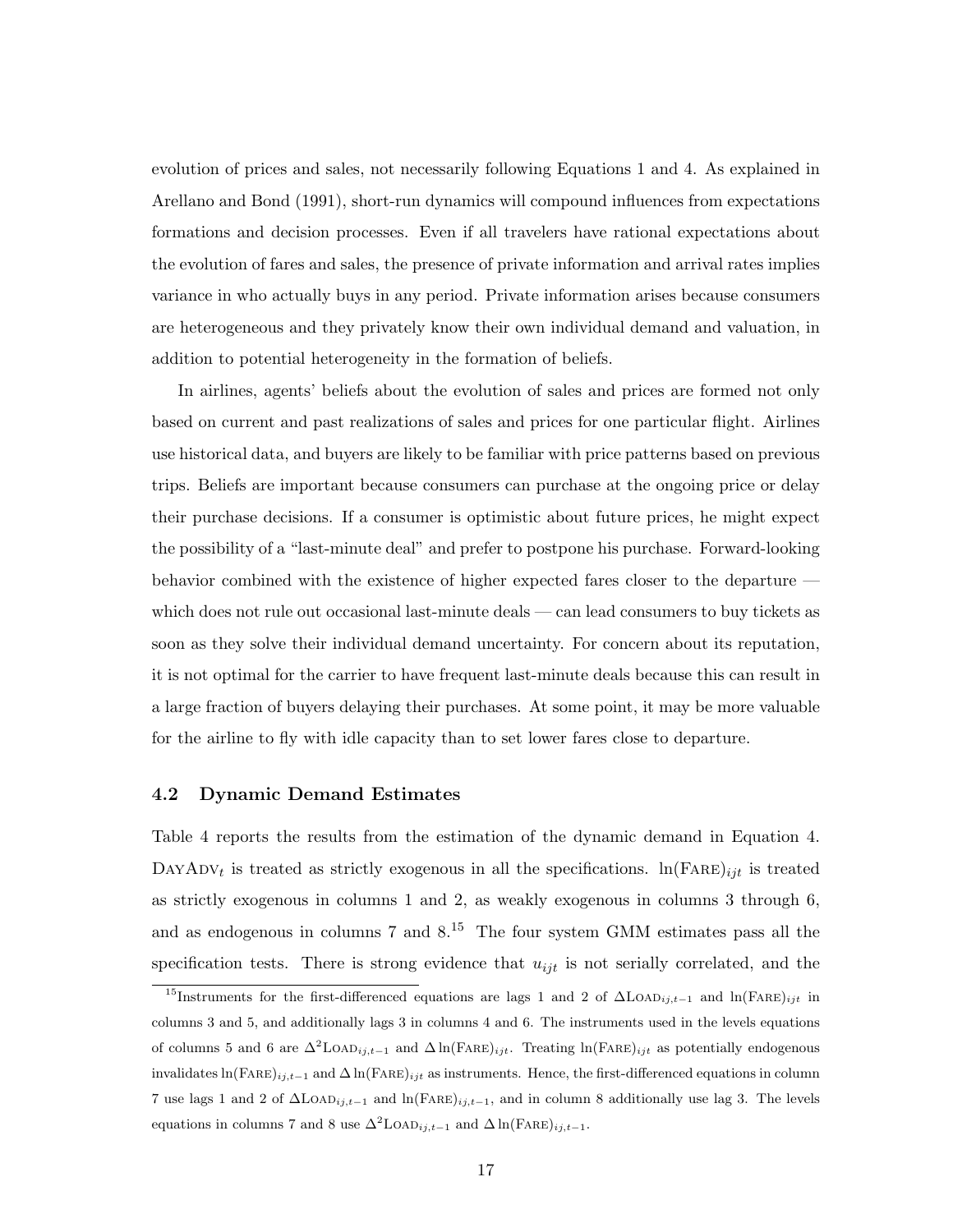evolution of prices and sales, not necessarily following Equations 1 and 4. As explained in Arellano and Bond (1991), short-run dynamics will compound influences from expectations formations and decision processes. Even if all travelers have rational expectations about the evolution of fares and sales, the presence of private information and arrival rates implies variance in who actually buys in any period. Private information arises because consumers are heterogeneous and they privately know their own individual demand and valuation, in addition to potential heterogeneity in the formation of beliefs.

In airlines, agents' beliefs about the evolution of sales and prices are formed not only based on current and past realizations of sales and prices for one particular flight. Airlines use historical data, and buyers are likely to be familiar with price patterns based on previous trips. Beliefs are important because consumers can purchase at the ongoing price or delay their purchase decisions. If a consumer is optimistic about future prices, he might expect the possibility of a "last-minute deal" and prefer to postpone his purchase. Forward-looking behavior combined with the existence of higher expected fares closer to the departure — which does not rule out occasional last-minute deals — can lead consumers to buy tickets as soon as they solve their individual demand uncertainty. For concern about its reputation, it is not optimal for the carrier to have frequent last-minute deals because this can result in a large fraction of buyers delaying their purchases. At some point, it may be more valuable for the airline to fly with idle capacity than to set lower fares close to departure.

### 4.2 Dynamic Demand Estimates

Table 4 reports the results from the estimation of the dynamic demand in Equation 4. $\text{DAYADV}_t$ is treated as strictly exogenous in all the specifications. $\ln(\text{FARE})_{ijt}$ is treated as strictly exogenous in columns 1 and 2, as weakly exogenous in columns 3 through 6, and as endogenous in columns 7 and 8.[15] The four system GMM estimates pass all the specification tests. There is strong evidence that $u_{ijt}$ is not serially correlated, and the

[15]Instruments for the first-differenced equations are lags 1 and 2 of $\Delta\text{LOAD}_{ij,t-1}$ and $\ln(\text{FARE})_{ijt}$ in columns 3 and 5, and additionally lags 3 in columns 4 and 6. The instruments used in the levels equations of columns 5 and 6 are $\Delta^2\text{LOAD}_{ij,t-1}$ and $\Delta\ln(\text{FARE})_{ijt}$. Treating $\ln(\text{FARE})_{ijt}$ as potentially endogenous invalidates $\ln(\text{FARE})_{ij,t-1}$ and $\Delta\ln(\text{FARE})_{ijt}$ as instruments. Hence, the first-differenced equations in column 7 use lags 1 and 2 of $\Delta\text{LOAD}_{ij,t-1}$ and $\ln(\text{FARE})_{ij,t-1}$, and in column 8 additionally use lag 3. The levels equations in columns 7 and 8 use $\Delta^2\text{LOAD}_{ij,t-1}$ and $\Delta\ln(\text{FARE})_{ij,t-1}$.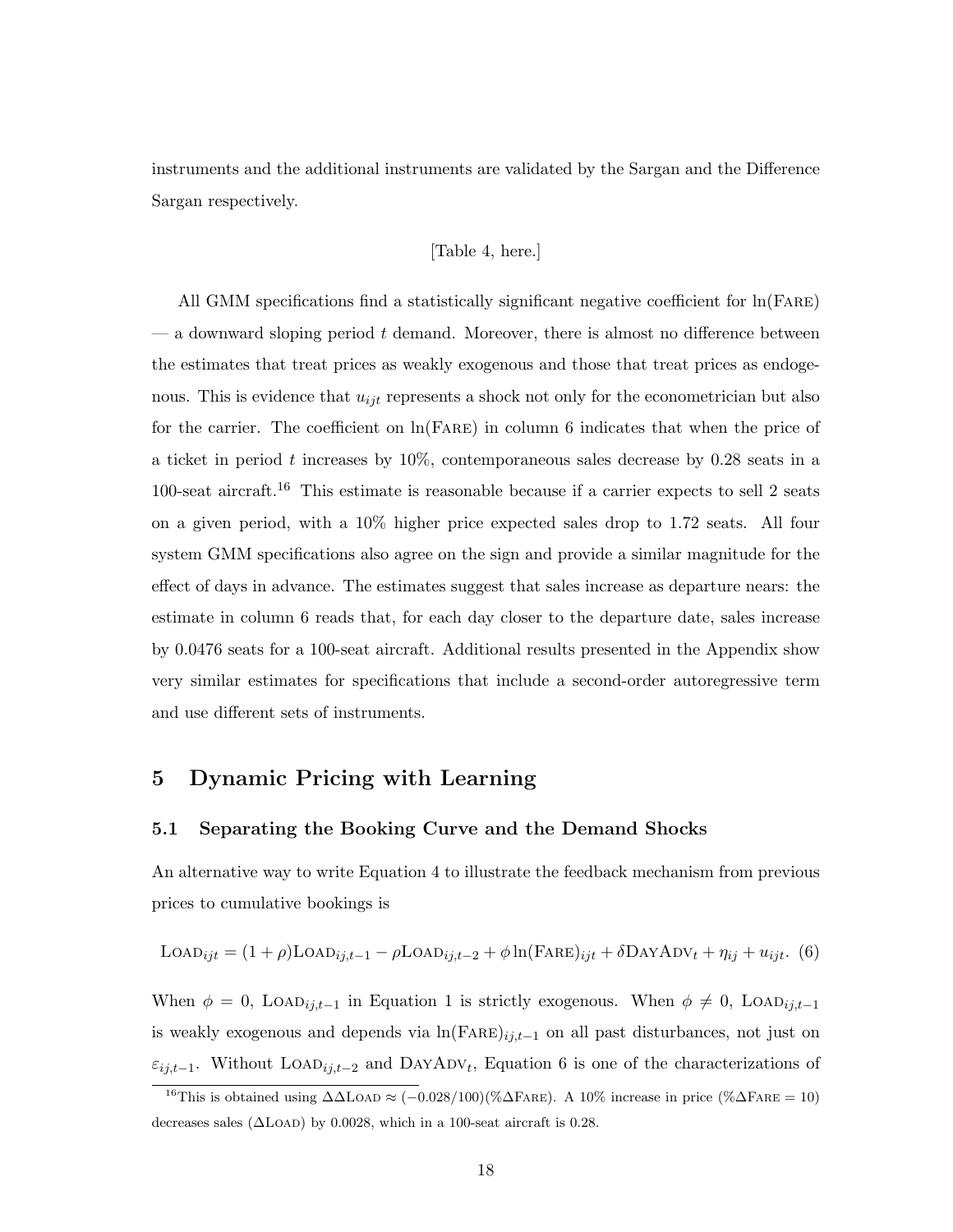instruments and the additional instruments are validated by the Sargan and the Difference Sargan respectively.

[Table 4, here.]

All GMM specifications find a statistically significant negative coefficient for ln(Fare) — a downward sloping period $t$ demand. Moreover, there is almost no difference between the estimates that treat prices as weakly exogenous and those that treat prices as endogenous. This is evidence that $u_{ijt}$ represents a shock not only for the econometrician but also for the carrier. The coefficient on ln(Fare) in column 6 indicates that when the price of a ticket in period $t$ increases by 10%, contemporaneous sales decrease by 0.28 seats in a 100-seat aircraft.[16] This estimate is reasonable because if a carrier expects to sell 2 seats on a given period, with a 10% higher price expected sales drop to 1.72 seats. All four system GMM specifications also agree on the sign and provide a similar magnitude for the effect of days in advance. The estimates suggest that sales increase as departure nears: the estimate in column 6 reads that, for each day closer to the departure date, sales increase by 0.0476 seats for a 100-seat aircraft. Additional results presented in the Appendix show very similar estimates for specifications that include a second-order autoregressive term and use different sets of instruments.

# 5 Dynamic Pricing with Learning

## 5.1 Separating the Booking Curve and the Demand Shocks

An alternative way to write Equation 4 to illustrate the feedback mechanism from previous prices to cumulative bookings is

$$\text{Load}_{ijt} = (1+\rho)\text{Load}_{ij,t-1} - \rho\text{Load}_{ij,t-2} + \phi\ln(\text{Fare})_{ijt} + \delta\text{DayAdv}_t + \eta_{ij} + u_{ijt}. \quad (6)$$

When $\phi = 0$, $\text{Load}_{ij,t-1}$ in Equation 1 is strictly exogenous. When $\phi \neq 0$, $\text{Load}_{ij,t-1}$ is weakly exogenous and depends via $\ln(\text{Fare})_{ij,t-1}$ on all past disturbances, not just on $\varepsilon_{ij,t-1}$. Without $\text{Load}_{ij,t-2}$ and $\text{DayAdv}_t$, Equation 6 is one of the characterizations of

[16] This is obtained using $\Delta\Delta\text{Load} \approx (-0.028/100)(\%\Delta\text{Fare})$. A 10% increase in price ($\%\Delta\text{Fare} = 10$) decreases sales ($\Delta\text{Load}$) by 0.0028, which in a 100-seat aircraft is 0.28.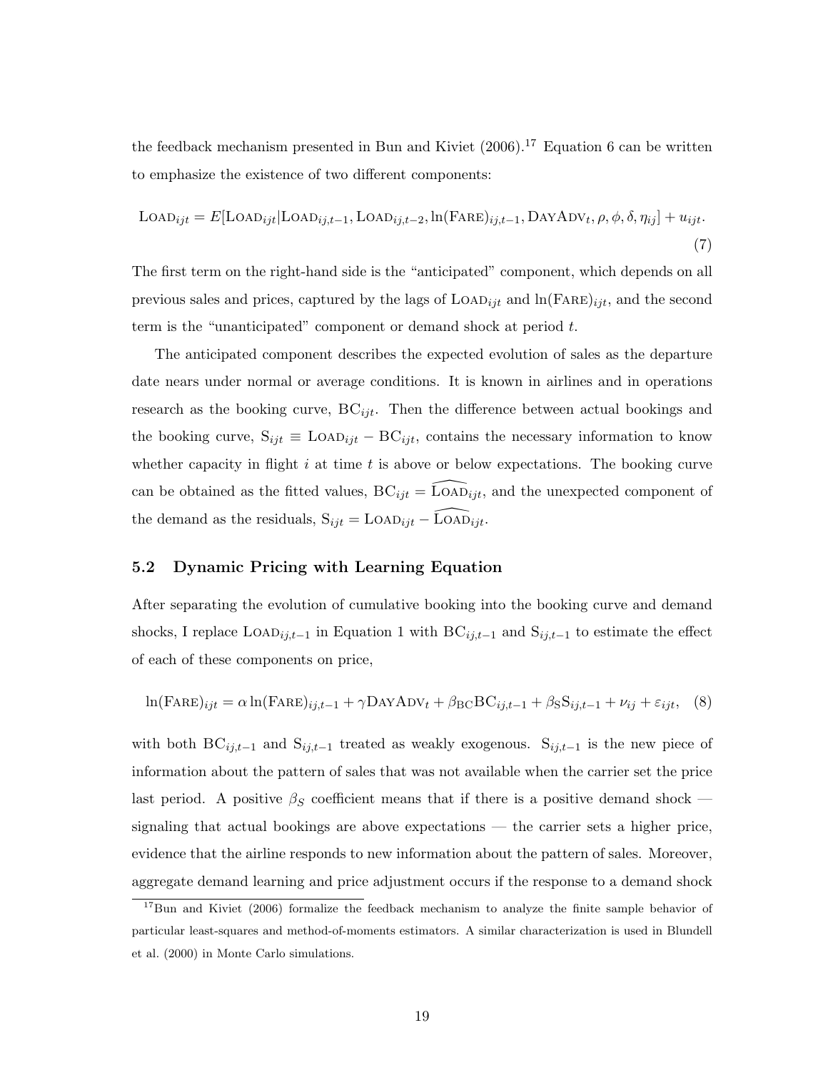the feedback mechanism presented in Bun and Kiviet (2006).[17] Equation 6 can be written to emphasize the existence of two different components:

$$\text{LOAD}_{ijt} = E[\text{LOAD}_{ijt}|\text{LOAD}_{ij,t-1}, \text{LOAD}_{ij,t-2}, \ln(\text{FARE})_{ij,t-1}, \text{DAYADV}_t, \rho, \phi, \delta, \eta_{ij}] + u_{ijt}. \tag{7}$$

The first term on the right-hand side is the "anticipated" component, which depends on all previous sales and prices, captured by the lags of $\text{LOAD}_{ijt}$ and $\ln(\text{FARE})_{ijt}$, and the second term is the "unanticipated" component or demand shock at period $t$.

The anticipated component describes the expected evolution of sales as the departure date nears under normal or average conditions. It is known in airlines and in operations research as the booking curve, $\text{BC}_{ijt}$. Then the difference between actual bookings and the booking curve, $\text{S}_{ijt} \equiv \text{LOAD}_{ijt} - \text{BC}_{ijt}$, contains the necessary information to know whether capacity in flight $i$ at time $t$ is above or below expectations. The booking curve can be obtained as the fitted values, $\text{BC}_{ijt} = \widehat{\text{LOAD}}_{ijt}$, and the unexpected component of the demand as the residuals, $\text{S}_{ijt} = \text{LOAD}_{ijt} - \widehat{\text{LOAD}}_{ijt}$.

### 5.2 Dynamic Pricing with Learning Equation

After separating the evolution of cumulative booking into the booking curve and demand shocks, I replace $\text{LOAD}_{ij,t-1}$ in Equation 1 with $\text{BC}_{ij,t-1}$ and $\text{S}_{ij,t-1}$ to estimate the effect of each of these components on price,

$$\ln(\text{FARE})_{ijt} = \alpha \ln(\text{FARE})_{ij,t-1} + \gamma \text{DAYADV}_t + \beta_{\text{BC}} \text{BC}_{ij,t-1} + \beta_{\text{S}} \text{S}_{ij,t-1} + \nu_{ij} + \varepsilon_{ijt}, \tag{8}$$

with both $\text{BC}_{ij,t-1}$ and $\text{S}_{ij,t-1}$ treated as weakly exogenous. $\text{S}_{ij,t-1}$ is the new piece of information about the pattern of sales that was not available when the carrier set the price last period. A positive $\beta_S$ coefficient means that if there is a positive demand shock — signaling that actual bookings are above expectations — the carrier sets a higher price, evidence that the airline responds to new information about the pattern of sales. Moreover, aggregate demand learning and price adjustment occurs if the response to a demand shock

[17] Bun and Kiviet (2006) formalize the feedback mechanism to analyze the finite sample behavior of particular least-squares and method-of-moments estimators. A similar characterization is used in Blundell et al. (2000) in Monte Carlo simulations.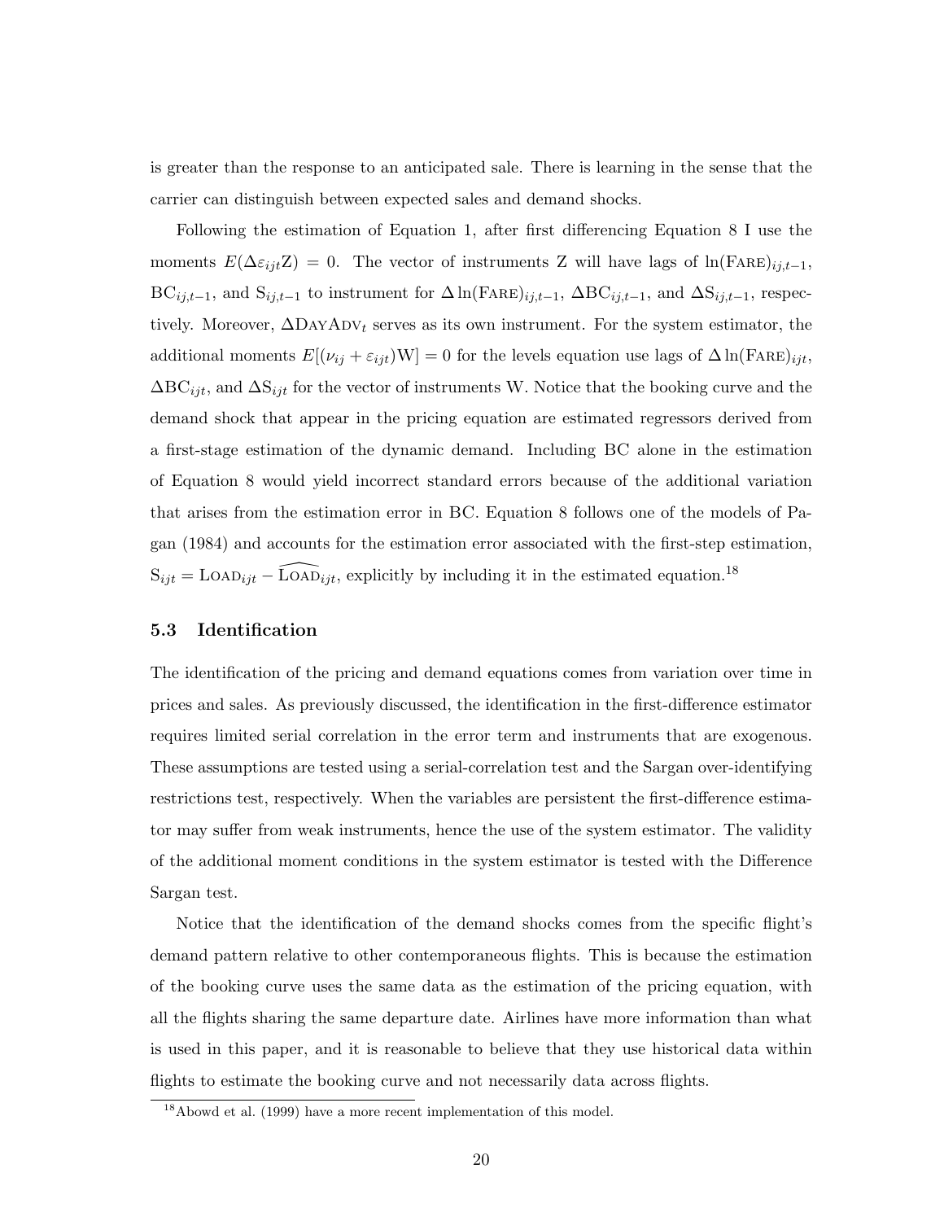is greater than the response to an anticipated sale. There is learning in the sense that the carrier can distinguish between expected sales and demand shocks.

Following the estimation of Equation 1, after first differencing Equation 8 I use the moments $E(\Delta\varepsilon_{ijt}\mathrm{Z}) = 0$. The vector of instruments Z will have lags of $\ln(\textsc{Fare})_{ij,t-1}$, $\mathrm{BC}_{ij,t-1}$, and $\mathrm{S}_{ij,t-1}$ to instrument for $\Delta \ln(\textsc{Fare})_{ij,t-1}$, $\Delta\mathrm{BC}_{ij,t-1}$, and $\Delta\mathrm{S}_{ij,t-1}$, respectively. Moreover, $\Delta\textsc{DayAdv}_t$ serves as its own instrument. For the system estimator, the additional moments $E[(\nu_{ij} + \varepsilon_{ijt})\mathrm{W}] = 0$ for the levels equation use lags of $\Delta \ln(\textsc{Fare})_{ijt}$, $\Delta\mathrm{BC}_{ijt}$, and $\Delta\mathrm{S}_{ijt}$ for the vector of instruments W. Notice that the booking curve and the demand shock that appear in the pricing equation are estimated regressors derived from a first-stage estimation of the dynamic demand. Including BC alone in the estimation of Equation 8 would yield incorrect standard errors because of the additional variation that arises from the estimation error in BC. Equation 8 follows one of the models of Pagan (1984) and accounts for the estimation error associated with the first-step estimation, $\mathrm{S}_{ijt} = \textsc{Load}_{ijt} - \widehat{\textsc{Load}}_{ijt}$, explicitly by including it in the estimated equation.[18]

### 5.3 Identification

The identification of the pricing and demand equations comes from variation over time in prices and sales. As previously discussed, the identification in the first-difference estimator requires limited serial correlation in the error term and instruments that are exogenous. These assumptions are tested using a serial-correlation test and the Sargan over-identifying restrictions test, respectively. When the variables are persistent the first-difference estimator may suffer from weak instruments, hence the use of the system estimator. The validity of the additional moment conditions in the system estimator is tested with the Difference Sargan test.

Notice that the identification of the demand shocks comes from the specific flight's demand pattern relative to other contemporaneous flights. This is because the estimation of the booking curve uses the same data as the estimation of the pricing equation, with all the flights sharing the same departure date. Airlines have more information than what is used in this paper, and it is reasonable to believe that they use historical data within flights to estimate the booking curve and not necessarily data across flights.

[18] Abowd et al. (1999) have a more recent implementation of this model.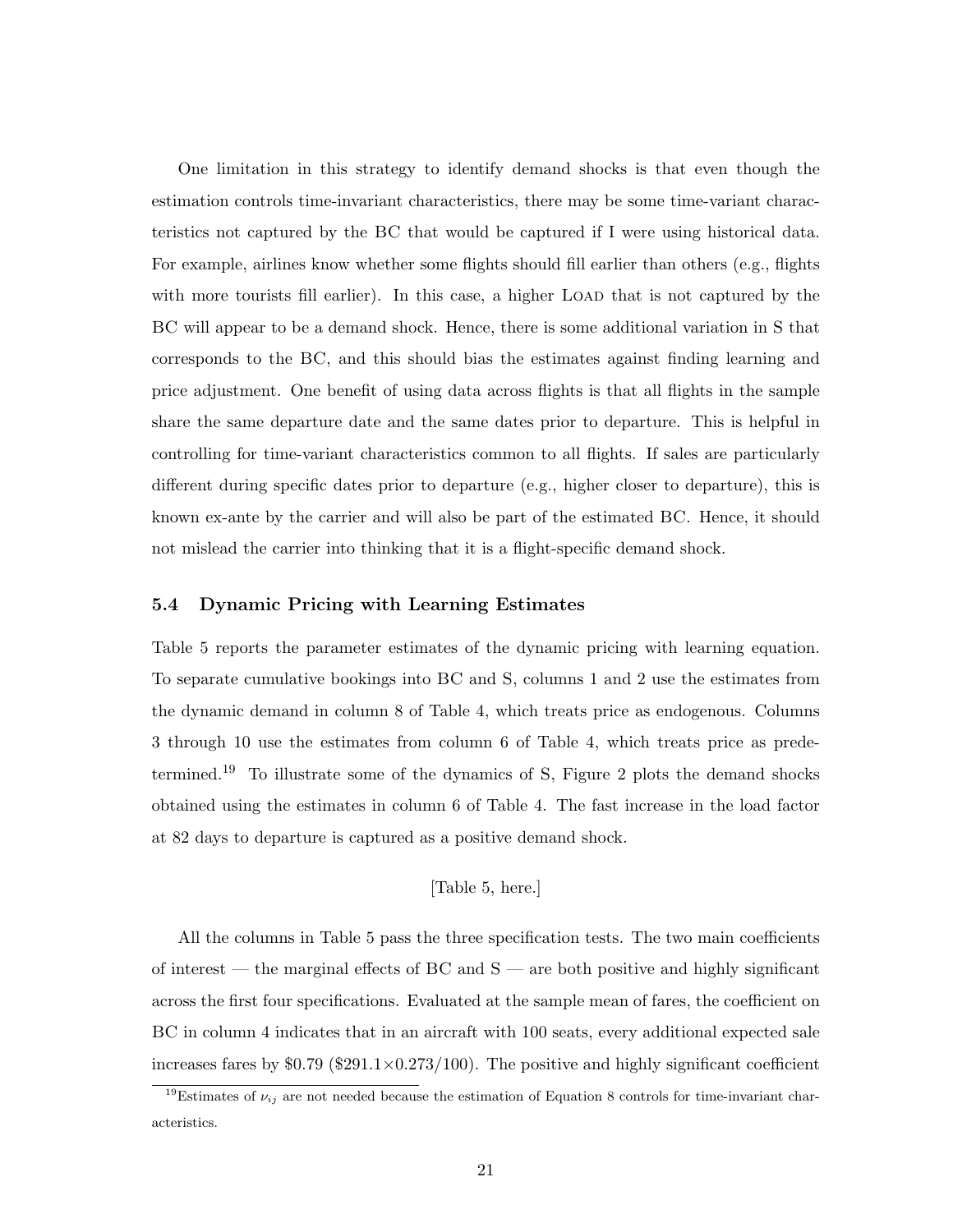One limitation in this strategy to identify demand shocks is that even though the estimation controls time-invariant characteristics, there may be some time-variant characteristics not captured by the BC that would be captured if I were using historical data. For example, airlines know whether some flights should fill earlier than others (e.g., flights with more tourists fill earlier). In this case, a higher LOAD that is not captured by the BC will appear to be a demand shock. Hence, there is some additional variation in S that corresponds to the BC, and this should bias the estimates against finding learning and price adjustment. One benefit of using data across flights is that all flights in the sample share the same departure date and the same dates prior to departure. This is helpful in controlling for time-variant characteristics common to all flights. If sales are particularly different during specific dates prior to departure (e.g., higher closer to departure), this is known ex-ante by the carrier and will also be part of the estimated BC. Hence, it should not mislead the carrier into thinking that it is a flight-specific demand shock.

### 5.4 Dynamic Pricing with Learning Estimates

Table 5 reports the parameter estimates of the dynamic pricing with learning equation. To separate cumulative bookings into BC and S, columns 1 and 2 use the estimates from the dynamic demand in column 8 of Table 4, which treats price as endogenous. Columns 3 through 10 use the estimates from column 6 of Table 4, which treats price as predetermined.[19] To illustrate some of the dynamics of S, Figure 2 plots the demand shocks obtained using the estimates in column 6 of Table 4. The fast increase in the load factor at 82 days to departure is captured as a positive demand shock.

[Table 5, here.]

All the columns in Table 5 pass the three specification tests. The two main coefficients of interest — the marginal effects of BC and S — are both positive and highly significant across the first four specifications. Evaluated at the sample mean of fares, the coefficient on BC in column 4 indicates that in an aircraft with 100 seats, every additional expected sale increases fares by \$0.79 (\$291.1×0.273/100). The positive and highly significant coefficient

[19] Estimates of $\nu_{ij}$ are not needed because the estimation of Equation 8 controls for time-invariant characteristics.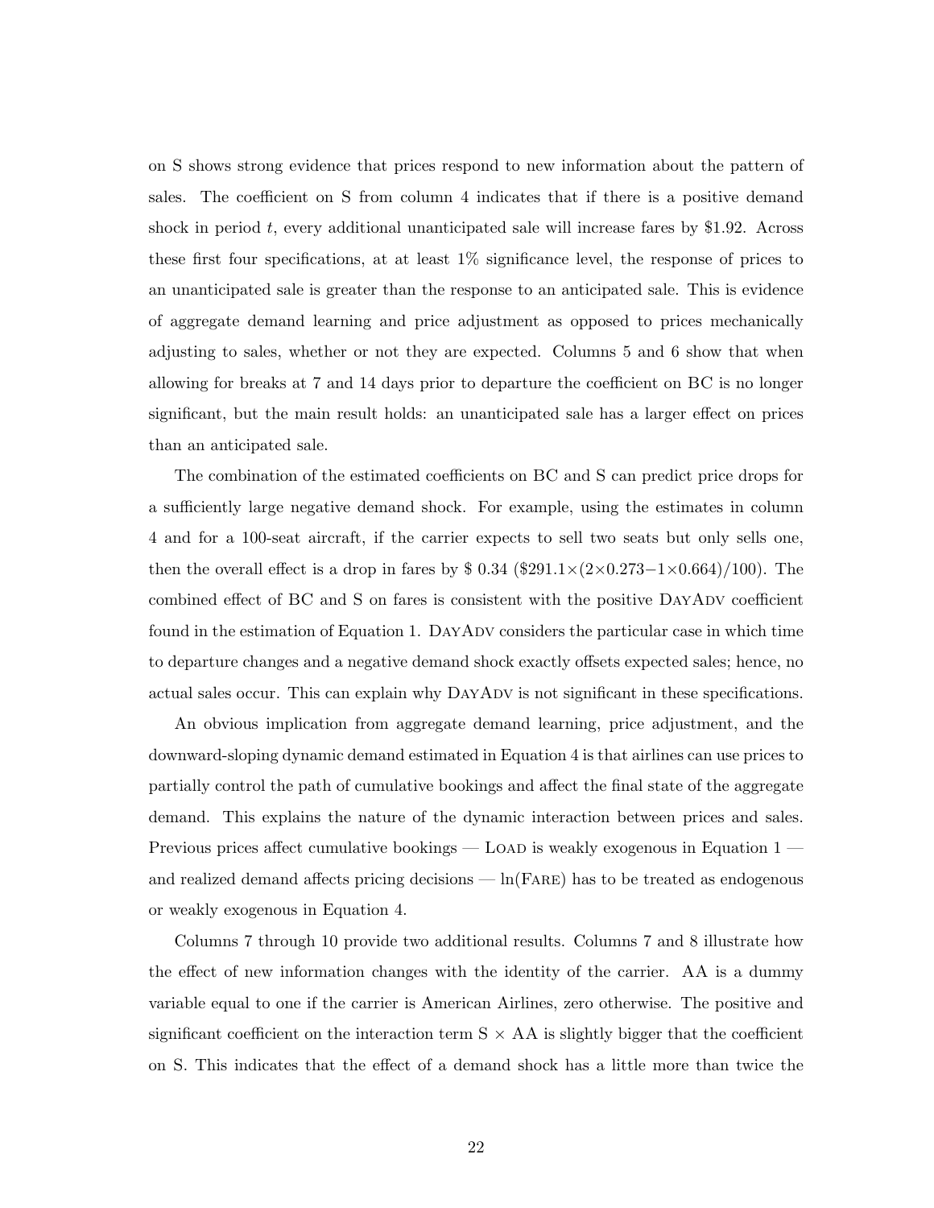on S shows strong evidence that prices respond to new information about the pattern of sales. The coefficient on S from column 4 indicates that if there is a positive demand shock in period $t$, every additional unanticipated sale will increase fares by \$1.92. Across these first four specifications, at at least 1% significance level, the response of prices to an unanticipated sale is greater than the response to an anticipated sale. This is evidence of aggregate demand learning and price adjustment as opposed to prices mechanically adjusting to sales, whether or not they are expected. Columns 5 and 6 show that when allowing for breaks at 7 and 14 days prior to departure the coefficient on BC is no longer significant, but the main result holds: an unanticipated sale has a larger effect on prices than an anticipated sale.

The combination of the estimated coefficients on BC and S can predict price drops for a sufficiently large negative demand shock. For example, using the estimates in column 4 and for a 100-seat aircraft, if the carrier expects to sell two seats but only sells one, then the overall effect is a drop in fares by \$ 0.34 (\$291.1×(2×0.273−1×0.664)/100). The combined effect of BC and S on fares is consistent with the positive DayAdv coefficient found in the estimation of Equation 1. DayAdv considers the particular case in which time to departure changes and a negative demand shock exactly offsets expected sales; hence, no actual sales occur. This can explain why DayAdv is not significant in these specifications.

An obvious implication from aggregate demand learning, price adjustment, and the downward-sloping dynamic demand estimated in Equation 4 is that airlines can use prices to partially control the path of cumulative bookings and affect the final state of the aggregate demand. This explains the nature of the dynamic interaction between prices and sales. Previous prices affect cumulative bookings — Load is weakly exogenous in Equation 1 — and realized demand affects pricing decisions — ln(Fare) has to be treated as endogenous or weakly exogenous in Equation 4.

Columns 7 through 10 provide two additional results. Columns 7 and 8 illustrate how the effect of new information changes with the identity of the carrier. AA is a dummy variable equal to one if the carrier is American Airlines, zero otherwise. The positive and significant coefficient on the interaction term S × AA is slightly bigger that the coefficient on S. This indicates that the effect of a demand shock has a little more than twice the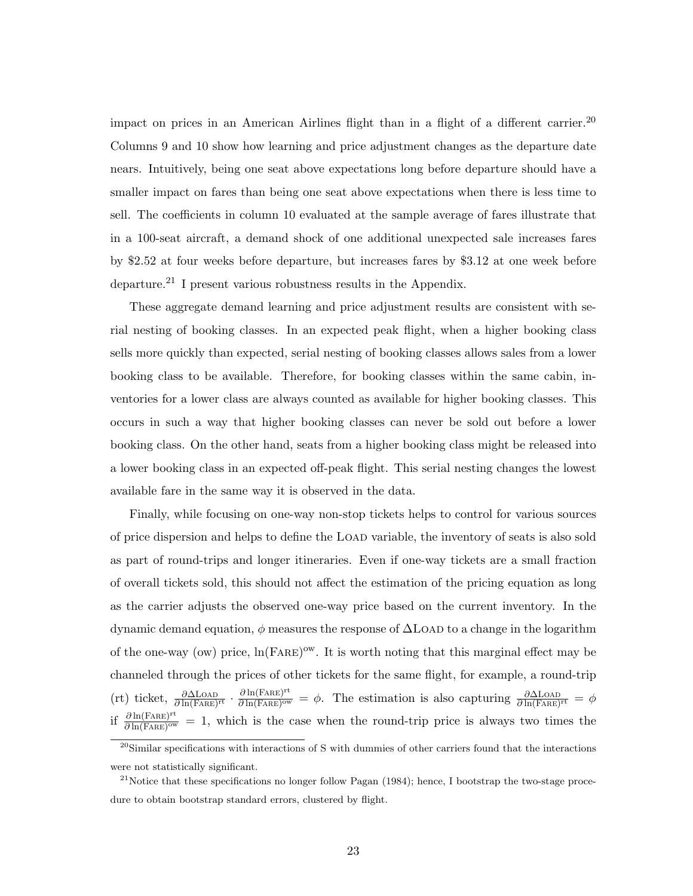impact on prices in an American Airlines flight than in a flight of a different carrier.[20] Columns 9 and 10 show how learning and price adjustment changes as the departure date nears. Intuitively, being one seat above expectations long before departure should have a smaller impact on fares than being one seat above expectations when there is less time to sell. The coefficients in column 10 evaluated at the sample average of fares illustrate that in a 100-seat aircraft, a demand shock of one additional unexpected sale increases fares by \$2.52 at four weeks before departure, but increases fares by \$3.12 at one week before departure.[21] I present various robustness results in the Appendix.

These aggregate demand learning and price adjustment results are consistent with serial nesting of booking classes. In an expected peak flight, when a higher booking class sells more quickly than expected, serial nesting of booking classes allows sales from a lower booking class to be available. Therefore, for booking classes within the same cabin, inventories for a lower class are always counted as available for higher booking classes. This occurs in such a way that higher booking classes can never be sold out before a lower booking class. On the other hand, seats from a higher booking class might be released into a lower booking class in an expected off-peak flight. This serial nesting changes the lowest available fare in the same way it is observed in the data.

Finally, while focusing on one-way non-stop tickets helps to control for various sources of price dispersion and helps to define the LOAD variable, the inventory of seats is also sold as part of round-trips and longer itineraries. Even if one-way tickets are a small fraction of overall tickets sold, this should not affect the estimation of the pricing equation as long as the carrier adjusts the observed one-way price based on the current inventory. In the dynamic demand equation, $\phi$ measures the response of $\Delta$LOAD to a change in the logarithm of the one-way (ow) price, $\ln(\text{FARE})^{\text{ow}}$. It is worth noting that this marginal effect may be channeled through the prices of other tickets for the same flight, for example, a round-trip (rt) ticket, $\frac{\partial \Delta \text{LOAD}}{\partial \ln(\text{FARE})^{\text{rt}}} \cdot \frac{\partial \ln(\text{FARE})^{\text{rt}}}{\partial \ln(\text{FARE})^{\text{ow}}} = \phi$. The estimation is also capturing $\frac{\partial \Delta \text{LOAD}}{\partial \ln(\text{FARE})^{\text{rt}}} = \phi$ if $\frac{\partial \ln(\text{FARE})^{\text{rt}}}{\partial \ln(\text{FARE})^{\text{ow}}} = 1$, which is the case when the round-trip price is always two times the

[20] Similar specifications with interactions of S with dummies of other carriers found that the interactions were not statistically significant.

[21] Notice that these specifications no longer follow Pagan (1984); hence, I bootstrap the two-stage procedure to obtain bootstrap standard errors, clustered by flight.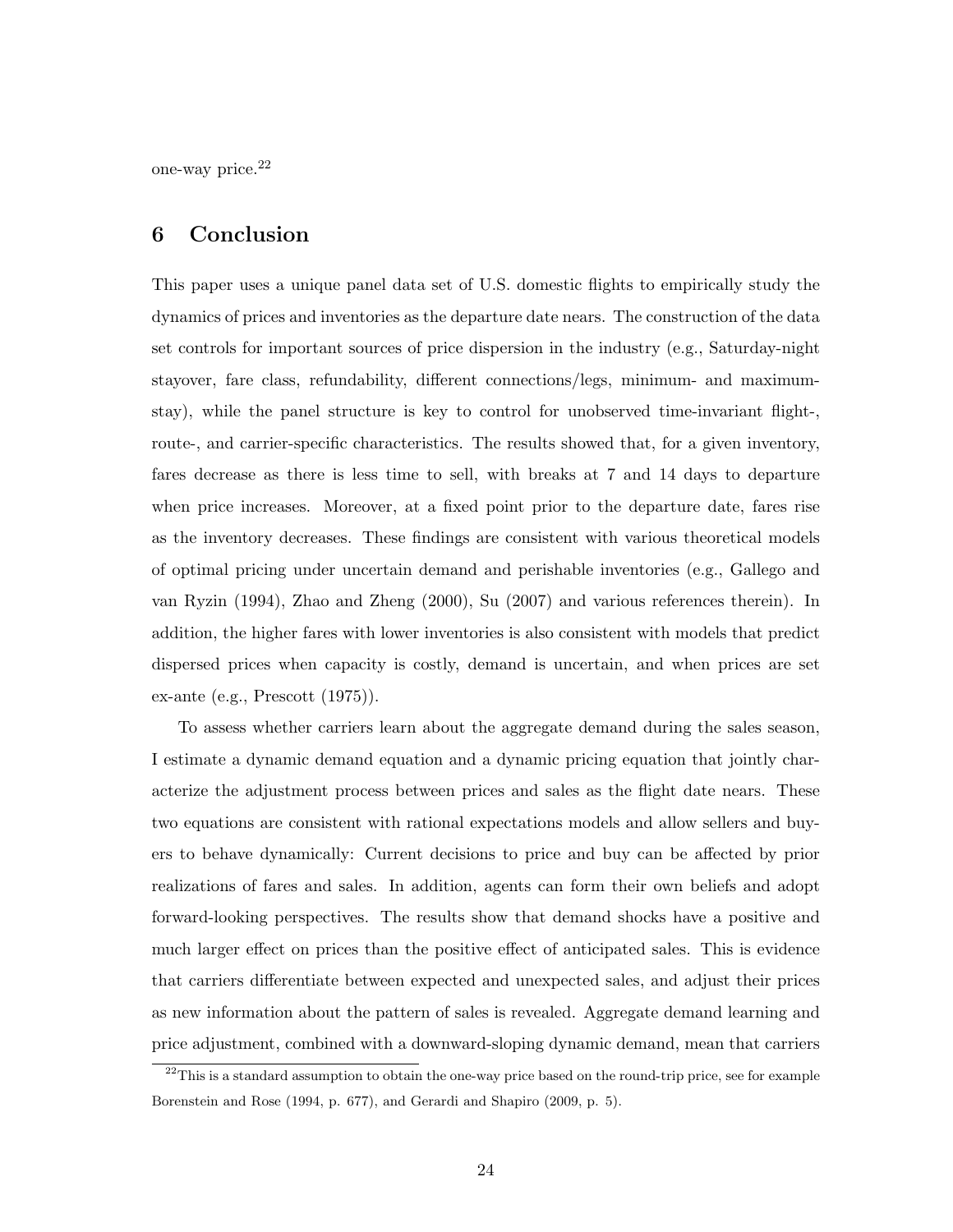one-way price.[22]

## 6 Conclusion

This paper uses a unique panel data set of U.S. domestic flights to empirically study the dynamics of prices and inventories as the departure date nears. The construction of the data set controls for important sources of price dispersion in the industry (e.g., Saturday-night stayover, fare class, refundability, different connections/legs, minimum- and maximum-stay), while the panel structure is key to control for unobserved time-invariant flight-, route-, and carrier-specific characteristics. The results showed that, for a given inventory, fares decrease as there is less time to sell, with breaks at 7 and 14 days to departure when price increases. Moreover, at a fixed point prior to the departure date, fares rise as the inventory decreases. These findings are consistent with various theoretical models of optimal pricing under uncertain demand and perishable inventories (e.g., Gallego and van Ryzin (1994), Zhao and Zheng (2000), Su (2007) and various references therein). In addition, the higher fares with lower inventories is also consistent with models that predict dispersed prices when capacity is costly, demand is uncertain, and when prices are set ex-ante (e.g., Prescott (1975)).

To assess whether carriers learn about the aggregate demand during the sales season, I estimate a dynamic demand equation and a dynamic pricing equation that jointly characterize the adjustment process between prices and sales as the flight date nears. These two equations are consistent with rational expectations models and allow sellers and buyers to behave dynamically: Current decisions to price and buy can be affected by prior realizations of fares and sales. In addition, agents can form their own beliefs and adopt forward-looking perspectives. The results show that demand shocks have a positive and much larger effect on prices than the positive effect of anticipated sales. This is evidence that carriers differentiate between expected and unexpected sales, and adjust their prices as new information about the pattern of sales is revealed. Aggregate demand learning and price adjustment, combined with a downward-sloping dynamic demand, mean that carriers

[22] This is a standard assumption to obtain the one-way price based on the round-trip price, see for example Borenstein and Rose (1994, p. 677), and Gerardi and Shapiro (2009, p. 5).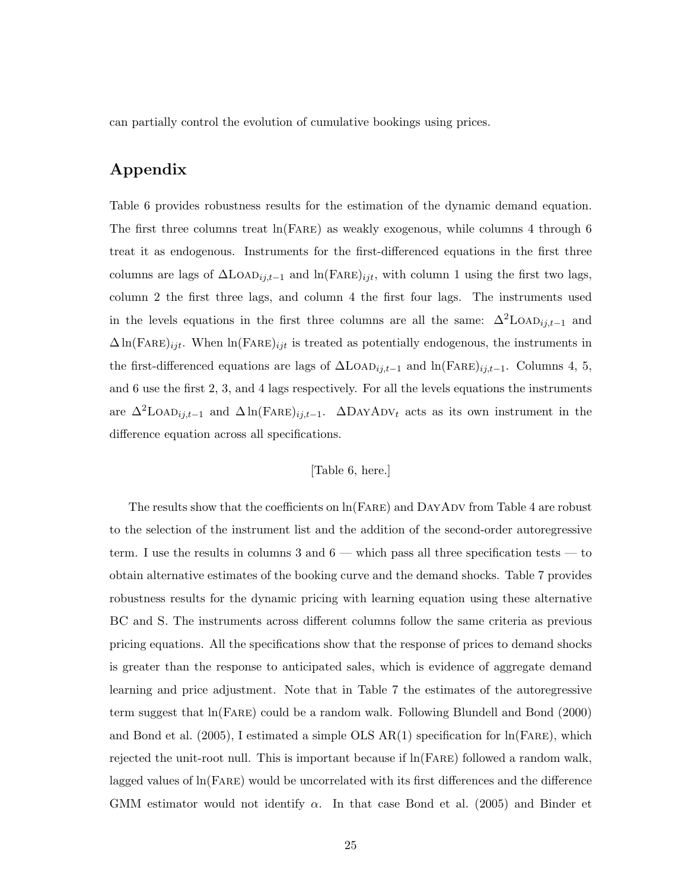can partially control the evolution of cumulative bookings using prices.

## Appendix

Table 6 provides robustness results for the estimation of the dynamic demand equation. The first three columns treat ln(Fare) as weakly exogenous, while columns 4 through 6 treat it as endogenous. Instruments for the first-differenced equations in the first three columns are lags of $\Delta\text{Load}_{ij,t-1}$ and $\ln(\text{Fare})_{ijt}$, with column 1 using the first two lags, column 2 the first three lags, and column 4 the first four lags. The instruments used in the levels equations in the first three columns are all the same: $\Delta^2\text{Load}_{ij,t-1}$ and $\Delta\ln(\text{Fare})_{ijt}$. When $\ln(\text{Fare})_{ijt}$ is treated as potentially endogenous, the instruments in the first-differenced equations are lags of $\Delta\text{Load}_{ij,t-1}$ and $\ln(\text{Fare})_{ij,t-1}$. Columns 4, 5, and 6 use the first 2, 3, and 4 lags respectively. For all the levels equations the instruments are $\Delta^2\text{Load}_{ij,t-1}$ and $\Delta\ln(\text{Fare})_{ij,t-1}$. $\Delta\text{DayAdv}_t$ acts as its own instrument in the difference equation across all specifications.

[Table 6, here.]

The results show that the coefficients on ln(Fare) and DayAdv from Table 4 are robust to the selection of the instrument list and the addition of the second-order autoregressive term. I use the results in columns 3 and 6 — which pass all three specification tests — to obtain alternative estimates of the booking curve and the demand shocks. Table 7 provides robustness results for the dynamic pricing with learning equation using these alternative BC and S. The instruments across different columns follow the same criteria as previous pricing equations. All the specifications show that the response of prices to demand shocks is greater than the response to anticipated sales, which is evidence of aggregate demand learning and price adjustment. Note that in Table 7 the estimates of the autoregressive term suggest that ln(Fare) could be a random walk. Following Blundell and Bond (2000) and Bond et al. (2005), I estimated a simple OLS AR(1) specification for ln(Fare), which rejected the unit-root null. This is important because if ln(Fare) followed a random walk, lagged values of ln(Fare) would be uncorrelated with its first differences and the difference GMM estimator would not identify $\alpha$. In that case Bond et al. (2005) and Binder et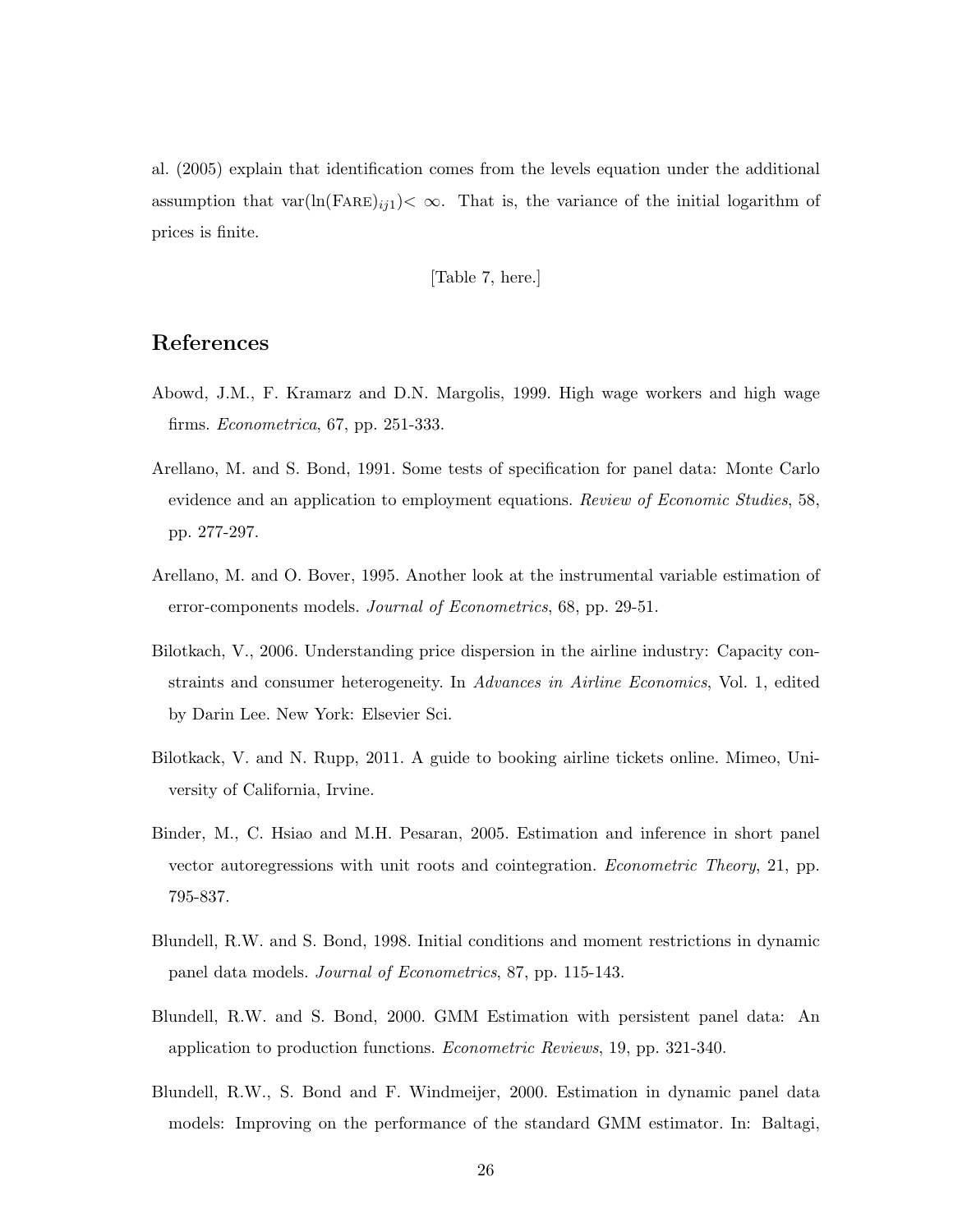al. (2005) explain that identification comes from the levels equation under the additional assumption that $\text{var}(\ln(\text{Fare})_{ij1}) < \infty$. That is, the variance of the initial logarithm of prices is finite.

[Table 7, here.]

## References

Abowd, J.M., F. Kramarz and D.N. Margolis, 1999. High wage workers and high wage firms. *Econometrica*, 67, pp. 251-333.

Arellano, M. and S. Bond, 1991. Some tests of specification for panel data: Monte Carlo evidence and an application to employment equations. *Review of Economic Studies*, 58, pp. 277-297.

Arellano, M. and O. Bover, 1995. Another look at the instrumental variable estimation of error-components models. *Journal of Econometrics*, 68, pp. 29-51.

Bilotkach, V., 2006. Understanding price dispersion in the airline industry: Capacity constraints and consumer heterogeneity. In *Advances in Airline Economics*, Vol. 1, edited by Darin Lee. New York: Elsevier Sci.

Bilotkack, V. and N. Rupp, 2011. A guide to booking airline tickets online. Mimeo, University of California, Irvine.

Binder, M., C. Hsiao and M.H. Pesaran, 2005. Estimation and inference in short panel vector autoregressions with unit roots and cointegration. *Econometric Theory*, 21, pp. 795-837.

Blundell, R.W. and S. Bond, 1998. Initial conditions and moment restrictions in dynamic panel data models. *Journal of Econometrics*, 87, pp. 115-143.

Blundell, R.W. and S. Bond, 2000. GMM Estimation with persistent panel data: An application to production functions. *Econometric Reviews*, 19, pp. 321-340.

Blundell, R.W., S. Bond and F. Windmeijer, 2000. Estimation in dynamic panel data models: Improving on the performance of the standard GMM estimator. In: Baltagi,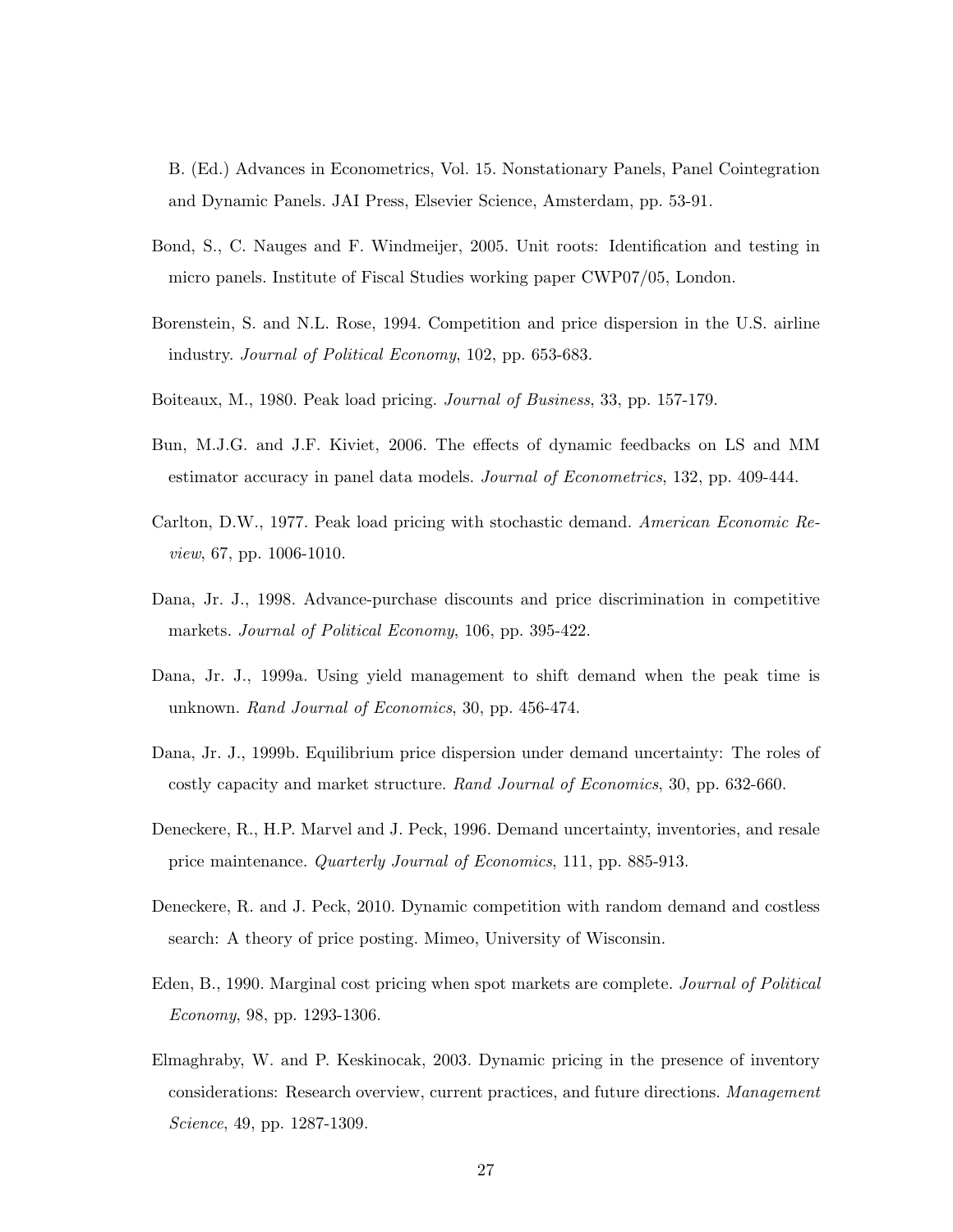B. (Ed.) Advances in Econometrics, Vol. 15. Nonstationary Panels, Panel Cointegration and Dynamic Panels. JAI Press, Elsevier Science, Amsterdam, pp. 53-91.

Bond, S., C. Nauges and F. Windmeijer, 2005. Unit roots: Identification and testing in micro panels. Institute of Fiscal Studies working paper CWP07/05, London.

Borenstein, S. and N.L. Rose, 1994. Competition and price dispersion in the U.S. airline industry. *Journal of Political Economy*, 102, pp. 653-683.

Boiteaux, M., 1980. Peak load pricing. *Journal of Business*, 33, pp. 157-179.

Bun, M.J.G. and J.F. Kiviet, 2006. The effects of dynamic feedbacks on LS and MM estimator accuracy in panel data models. *Journal of Econometrics*, 132, pp. 409-444.

Carlton, D.W., 1977. Peak load pricing with stochastic demand. *American Economic Review*, 67, pp. 1006-1010.

Dana, Jr. J., 1998. Advance-purchase discounts and price discrimination in competitive markets. *Journal of Political Economy*, 106, pp. 395-422.

Dana, Jr. J., 1999a. Using yield management to shift demand when the peak time is unknown. *Rand Journal of Economics*, 30, pp. 456-474.

Dana, Jr. J., 1999b. Equilibrium price dispersion under demand uncertainty: The roles of costly capacity and market structure. *Rand Journal of Economics*, 30, pp. 632-660.

Deneckere, R., H.P. Marvel and J. Peck, 1996. Demand uncertainty, inventories, and resale price maintenance. *Quarterly Journal of Economics*, 111, pp. 885-913.

Deneckere, R. and J. Peck, 2010. Dynamic competition with random demand and costless search: A theory of price posting. Mimeo, University of Wisconsin.

Eden, B., 1990. Marginal cost pricing when spot markets are complete. *Journal of Political Economy*, 98, pp. 1293-1306.

Elmaghraby, W. and P. Keskinocak, 2003. Dynamic pricing in the presence of inventory considerations: Research overview, current practices, and future directions. *Management Science*, 49, pp. 1287-1309.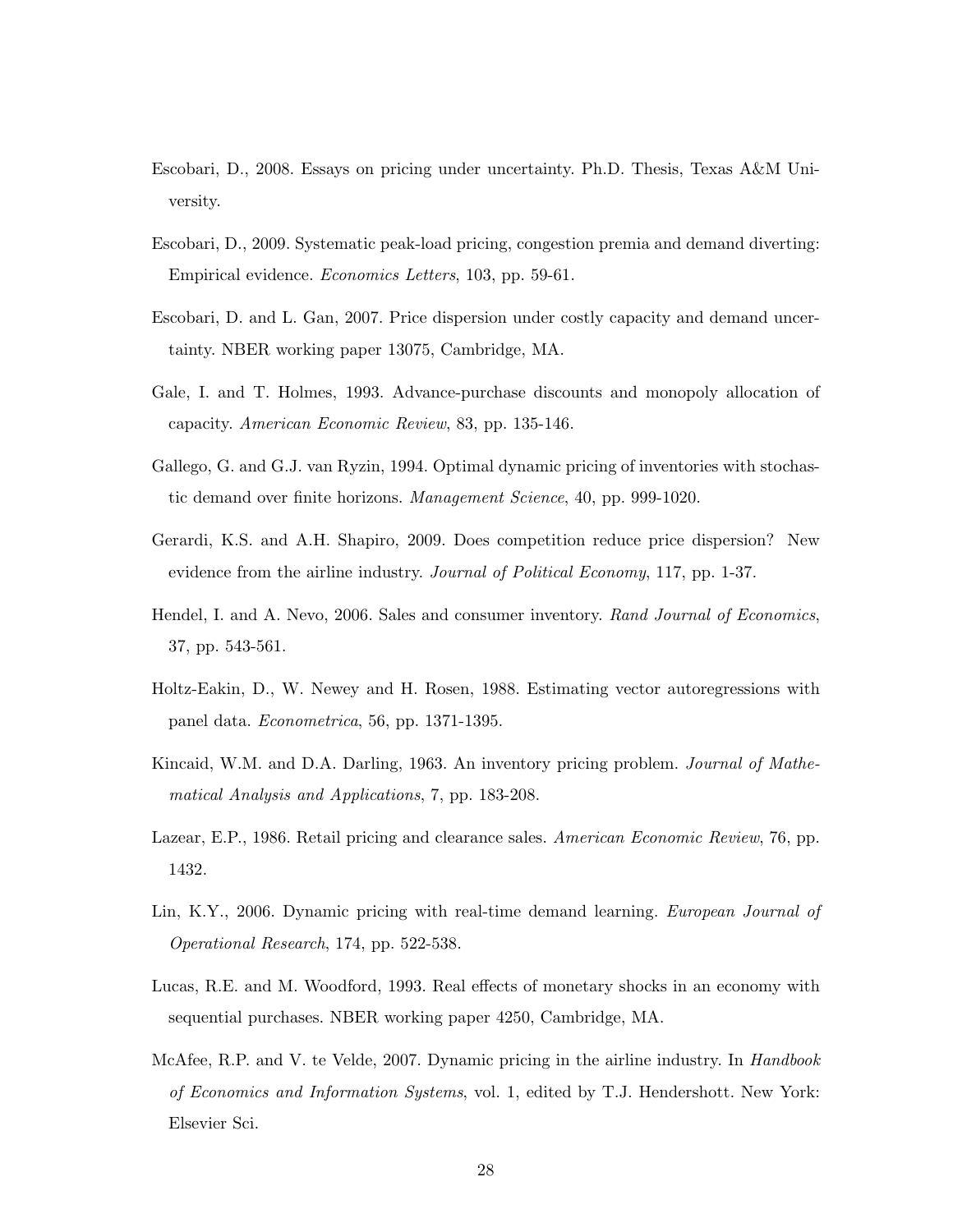Escobari, D., 2008. Essays on pricing under uncertainty. Ph.D. Thesis, Texas A&M University.

Escobari, D., 2009. Systematic peak-load pricing, congestion premia and demand diverting: Empirical evidence. *Economics Letters*, 103, pp. 59-61.

Escobari, D. and L. Gan, 2007. Price dispersion under costly capacity and demand uncertainty. NBER working paper 13075, Cambridge, MA.

Gale, I. and T. Holmes, 1993. Advance-purchase discounts and monopoly allocation of capacity. *American Economic Review*, 83, pp. 135-146.

Gallego, G. and G.J. van Ryzin, 1994. Optimal dynamic pricing of inventories with stochastic demand over finite horizons. *Management Science*, 40, pp. 999-1020.

Gerardi, K.S. and A.H. Shapiro, 2009. Does competition reduce price dispersion? New evidence from the airline industry. *Journal of Political Economy*, 117, pp. 1-37.

Hendel, I. and A. Nevo, 2006. Sales and consumer inventory. *Rand Journal of Economics*, 37, pp. 543-561.

Holtz-Eakin, D., W. Newey and H. Rosen, 1988. Estimating vector autoregressions with panel data. *Econometrica*, 56, pp. 1371-1395.

Kincaid, W.M. and D.A. Darling, 1963. An inventory pricing problem. *Journal of Mathematical Analysis and Applications*, 7, pp. 183-208.

Lazear, E.P., 1986. Retail pricing and clearance sales. *American Economic Review*, 76, pp. 1432.

Lin, K.Y., 2006. Dynamic pricing with real-time demand learning. *European Journal of Operational Research*, 174, pp. 522-538.

Lucas, R.E. and M. Woodford, 1993. Real effects of monetary shocks in an economy with sequential purchases. NBER working paper 4250, Cambridge, MA.

McAfee, R.P. and V. te Velde, 2007. Dynamic pricing in the airline industry. In *Handbook of Economics and Information Systems*, vol. 1, edited by T.J. Hendershott. New York: Elsevier Sci.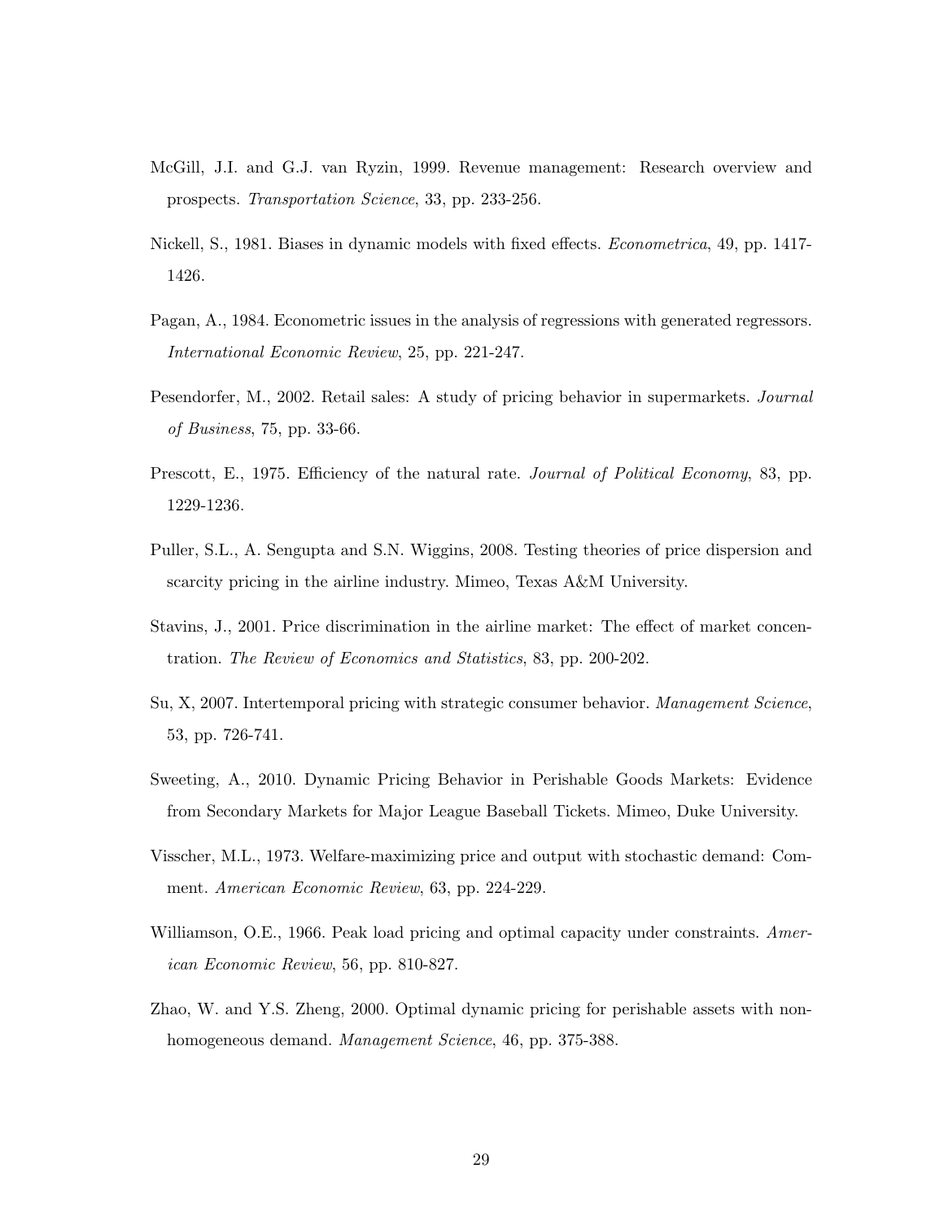McGill, J.I. and G.J. van Ryzin, 1999. Revenue management: Research overview and prospects. *Transportation Science*, 33, pp. 233-256.

Nickell, S., 1981. Biases in dynamic models with fixed effects. *Econometrica*, 49, pp. 1417-1426.

Pagan, A., 1984. Econometric issues in the analysis of regressions with generated regressors. *International Economic Review*, 25, pp. 221-247.

Pesendorfer, M., 2002. Retail sales: A study of pricing behavior in supermarkets. *Journal of Business*, 75, pp. 33-66.

Prescott, E., 1975. Efficiency of the natural rate. *Journal of Political Economy*, 83, pp. 1229-1236.

Puller, S.L., A. Sengupta and S.N. Wiggins, 2008. Testing theories of price dispersion and scarcity pricing in the airline industry. Mimeo, Texas A&M University.

Stavins, J., 2001. Price discrimination in the airline market: The effect of market concentration. *The Review of Economics and Statistics*, 83, pp. 200-202.

Su, X, 2007. Intertemporal pricing with strategic consumer behavior. *Management Science*, 53, pp. 726-741.

Sweeting, A., 2010. Dynamic Pricing Behavior in Perishable Goods Markets: Evidence from Secondary Markets for Major League Baseball Tickets. Mimeo, Duke University.

Visscher, M.L., 1973. Welfare-maximizing price and output with stochastic demand: Comment. *American Economic Review*, 63, pp. 224-229.

Williamson, O.E., 1966. Peak load pricing and optimal capacity under constraints. *American Economic Review*, 56, pp. 810-827.

Zhao, W. and Y.S. Zheng, 2000. Optimal dynamic pricing for perishable assets with nonhomogeneous demand. *Management Science*, 46, pp. 375-388.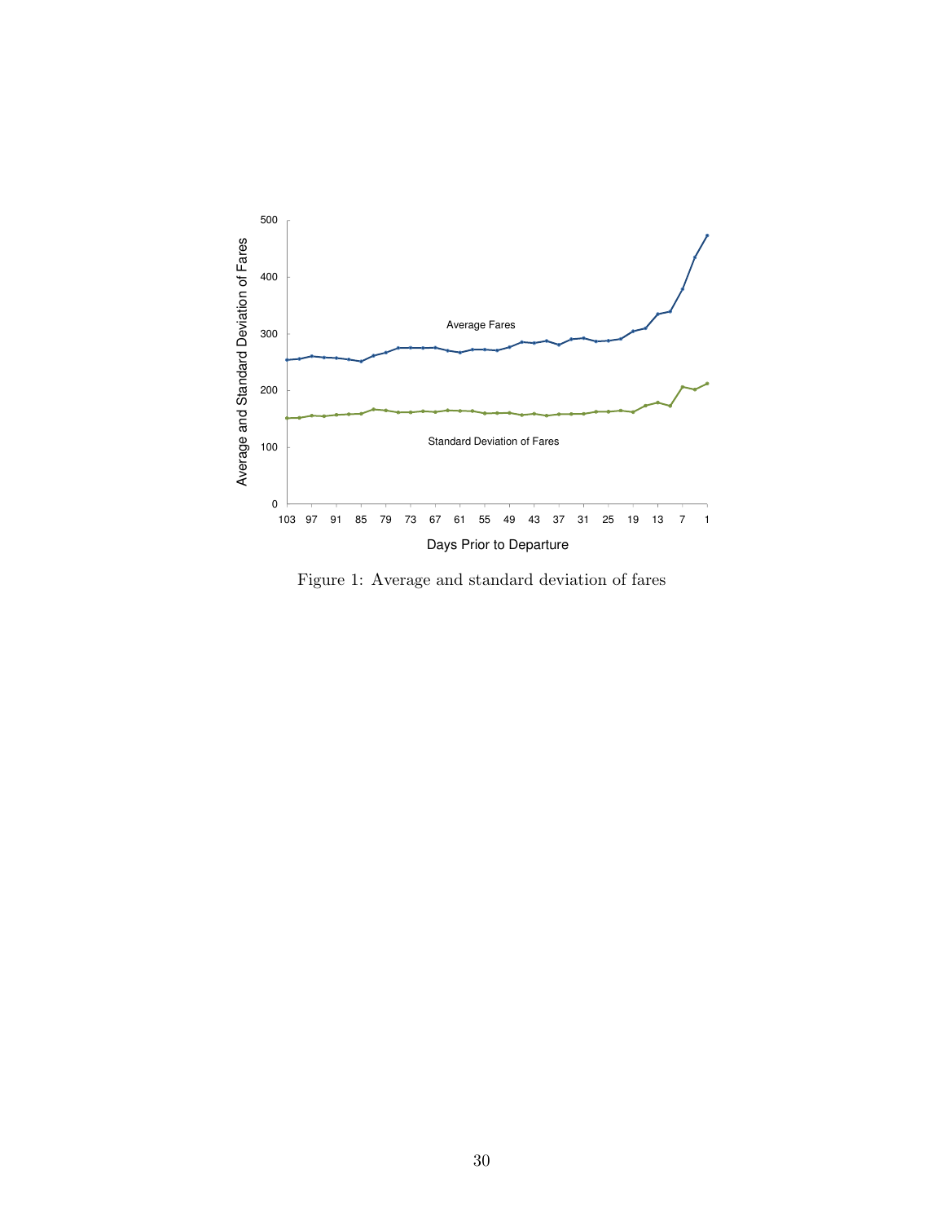Figure 1: Average and standard deviation of fares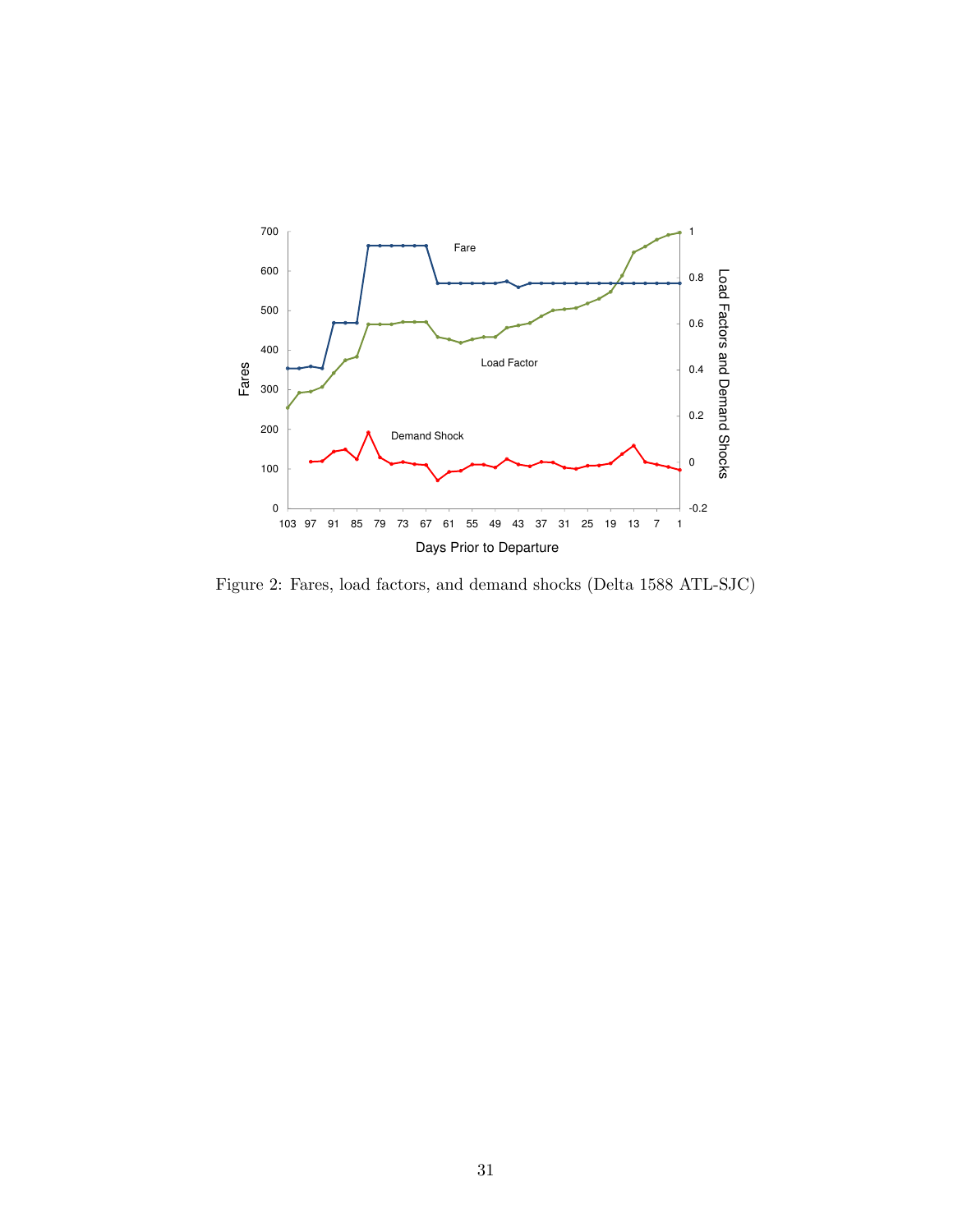Figure 2: Fares, load factors, and demand shocks (Delta 1588 ATL-SJC)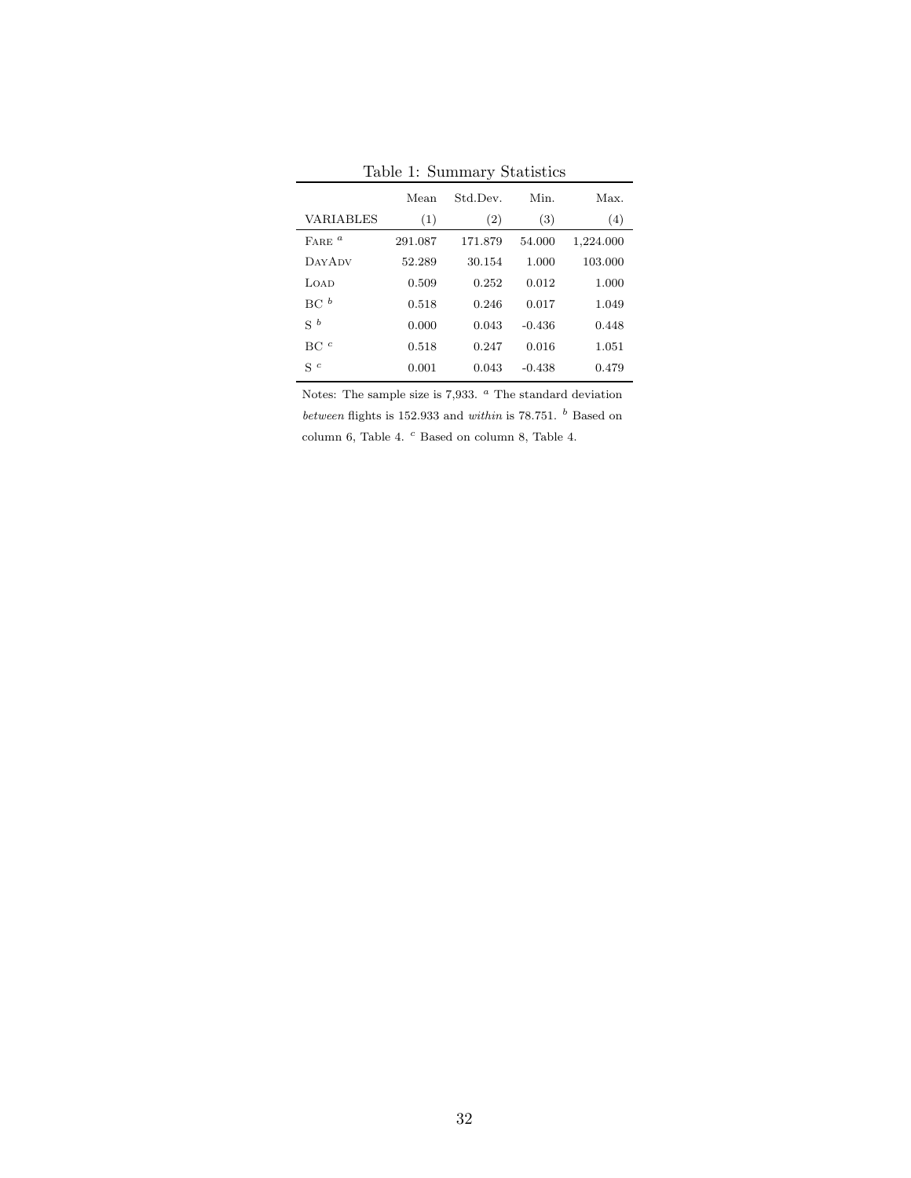Table 1: Summary Statistics

|  | Mean | Std.Dev. | Min. | Max. |
|---|---|---|---|---|
| VARIABLES | (1) | (2) | (3) | (4) |
| FARE [a] | 291.087 | 171.879 | 54.000 | 1,224.000 |
| DAYADV | 52.289 | 30.154 | 1.000 | 103.000 |
| LOAD | 0.509 | 0.252 | 0.012 | 1.000 |
| BC [b] | 0.518 | 0.246 | 0.017 | 1.049 |
| S [b] | 0.000 | 0.043 | -0.436 | 0.448 |
| BC [c] | 0.518 | 0.247 | 0.016 | 1.051 |
| S [c] | 0.001 | 0.043 | -0.438 | 0.479 |

Notes: The sample size is 7,933. [a] The standard deviation *between* flights is 152.933 and *within* is 78.751. [b] Based on column 6, Table 4. [c] Based on column 8, Table 4.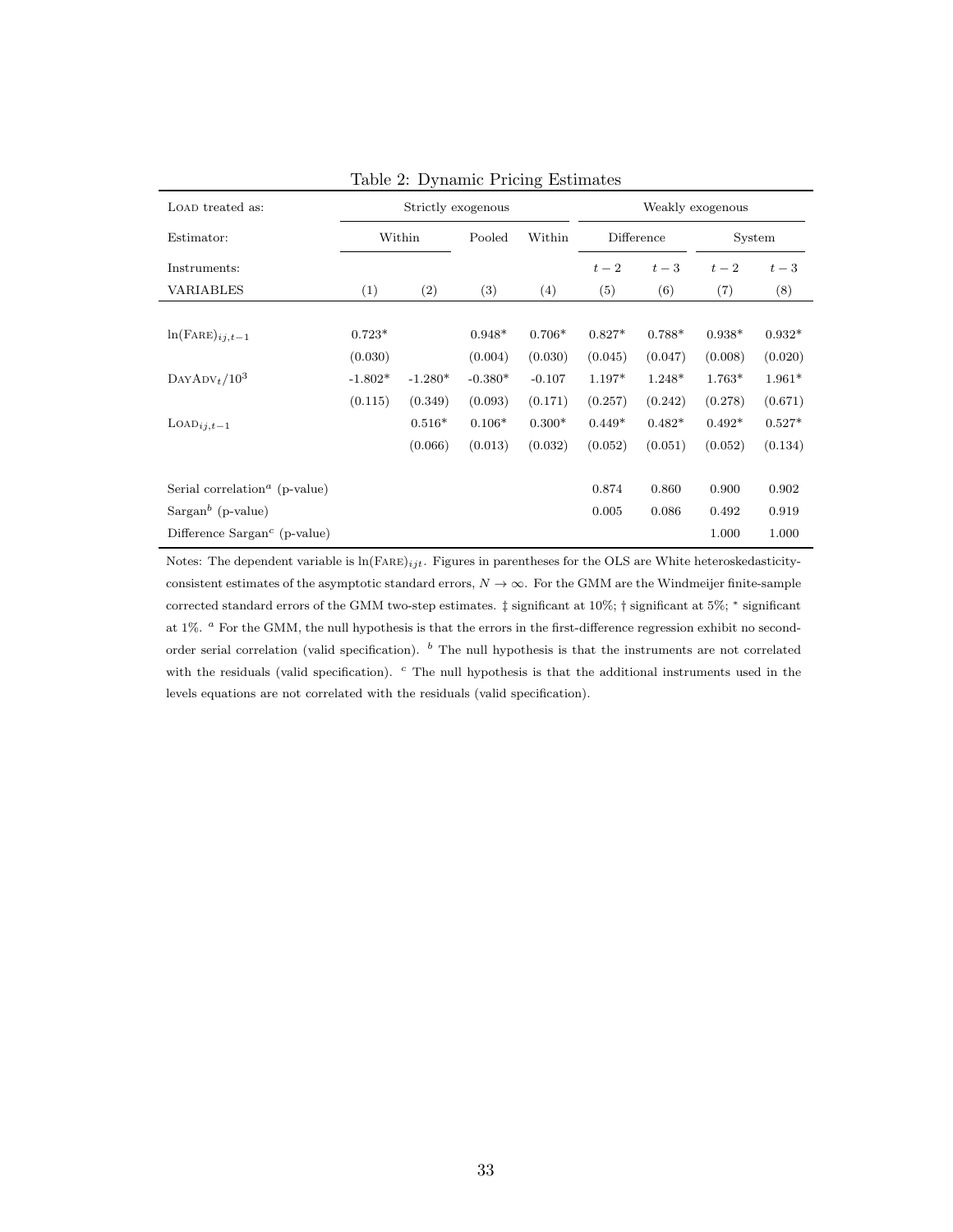Table 2: Dynamic Pricing Estimates

| LOAD treated as: | Strictly exogenous | | | | Weakly exogenous | | | |
|---|---|---|---|---|---|---|---|---|
| Estimator: | Within | | Pooled | Within | Difference | | System | |
| Instruments: | | | | | $t-2$ | $t-3$ | $t-2$ | $t-3$ |
| VARIABLES | (1) | (2) | (3) | (4) | (5) | (6) | (7) | (8) |
| $\ln(\text{FARE})_{ij,t-1}$ | 0.723* | | 0.948* | 0.706* | 0.827* | 0.788* | 0.938* | 0.932* |
| | (0.030) | | (0.004) | (0.030) | (0.045) | (0.047) | (0.008) | (0.020) |
| $\text{DAYADV}_t/10^3$ | -1.802* | -1.280* | -0.380* | -0.107 | 1.197* | 1.248* | 1.763* | 1.961* |
| | (0.115) | (0.349) | (0.093) | (0.171) | (0.257) | (0.242) | (0.278) | (0.671) |
| $\text{LOAD}_{ij,t-1}$ | | 0.516* | 0.106* | 0.300* | 0.449* | 0.482* | 0.492* | 0.527* |
| | | (0.066) | (0.013) | (0.032) | (0.052) | (0.051) | (0.052) | (0.134) |
| Serial correlation[a] (p-value) | | | | | 0.874 | 0.860 | 0.900 | 0.902 |
| Sargan[b] (p-value) | | | | | 0.005 | 0.086 | 0.492 | 0.919 |
| Difference Sargan[c] (p-value) | | | | | | | 1.000 | 1.000 |

Notes: The dependent variable is $\ln(\text{FARE})_{ijt}$. Figures in parentheses for the OLS are White heteroskedasticity-consistent estimates of the asymptotic standard errors, $N \to \infty$. For the GMM are the Windmeijer finite-sample corrected standard errors of the GMM two-step estimates. ‡ significant at 10%; † significant at 5%; * significant at 1%. [a] For the GMM, the null hypothesis is that the errors in the first-difference regression exhibit no second-order serial correlation (valid specification). [b] The null hypothesis is that the instruments are not correlated with the residuals (valid specification). [c] The null hypothesis is that the additional instruments used in the levels equations are not correlated with the residuals (valid specification).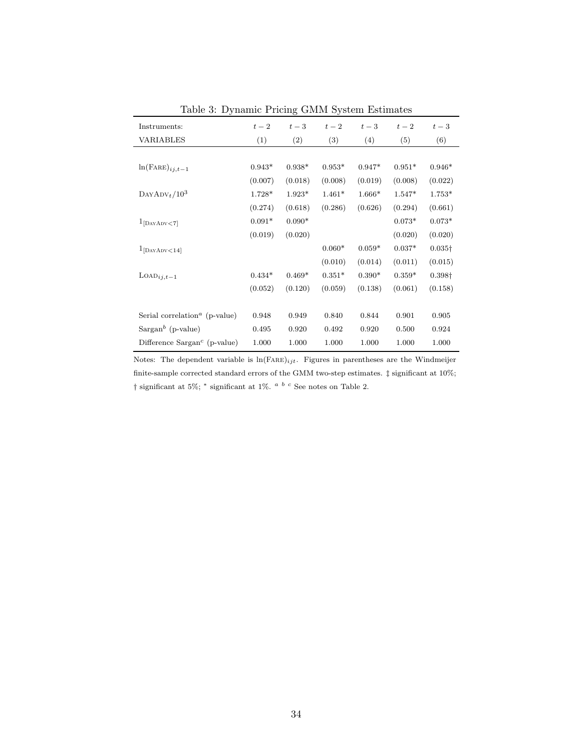Table 3: Dynamic Pricing GMM System Estimates

| Instruments: | $t-2$ | $t-3$ | $t-2$ | $t-3$ | $t-2$ | $t-3$ |
|---|---|---|---|---|---|---|
| VARIABLES | (1) | (2) | (3) | (4) | (5) | (6) |
| $\ln(\text{FARE})_{ij,t-1}$ | 0.943* | 0.938* | 0.953* | 0.947* | 0.951* | 0.946* |
| | (0.007) | (0.018) | (0.008) | (0.019) | (0.008) | (0.022) |
| $\text{DAYADV}_t/10^3$ | 1.728* | 1.923* | 1.461* | 1.666* | 1.547* | 1.753* |
| | (0.274) | (0.618) | (0.286) | (0.626) | (0.294) | (0.661) |
| $1_{[\text{DAYADV}<7]}$ | 0.091* | 0.090* | | | 0.073* | 0.073* |
| | (0.019) | (0.020) | | | (0.020) | (0.020) |
| $1_{[\text{DAYADV}<14]}$ | | | 0.060* | 0.059* | 0.037* | 0.035† |
| | | | (0.010) | (0.014) | (0.011) | (0.015) |
| $\text{LOAD}_{ij,t-1}$ | 0.434* | 0.469* | 0.351* | 0.390* | 0.359* | 0.398† |
| | (0.052) | (0.120) | (0.059) | (0.138) | (0.061) | (0.158) |
| Serial correlation[a] (p-value) | 0.948 | 0.949 | 0.840 | 0.844 | 0.901 | 0.905 |
| Sargan[b] (p-value) | 0.495 | 0.920 | 0.492 | 0.920 | 0.500 | 0.924 |
| Difference Sargan[c] (p-value) | 1.000 | 1.000 | 1.000 | 1.000 | 1.000 | 1.000 |

Notes: The dependent variable is $\ln(\text{FARE})_{ijt}$. Figures in parentheses are the Windmeijer finite-sample corrected standard errors of the GMM two-step estimates. ‡ significant at 10%; † significant at 5%; * significant at 1%. [a b c] See notes on Table 2.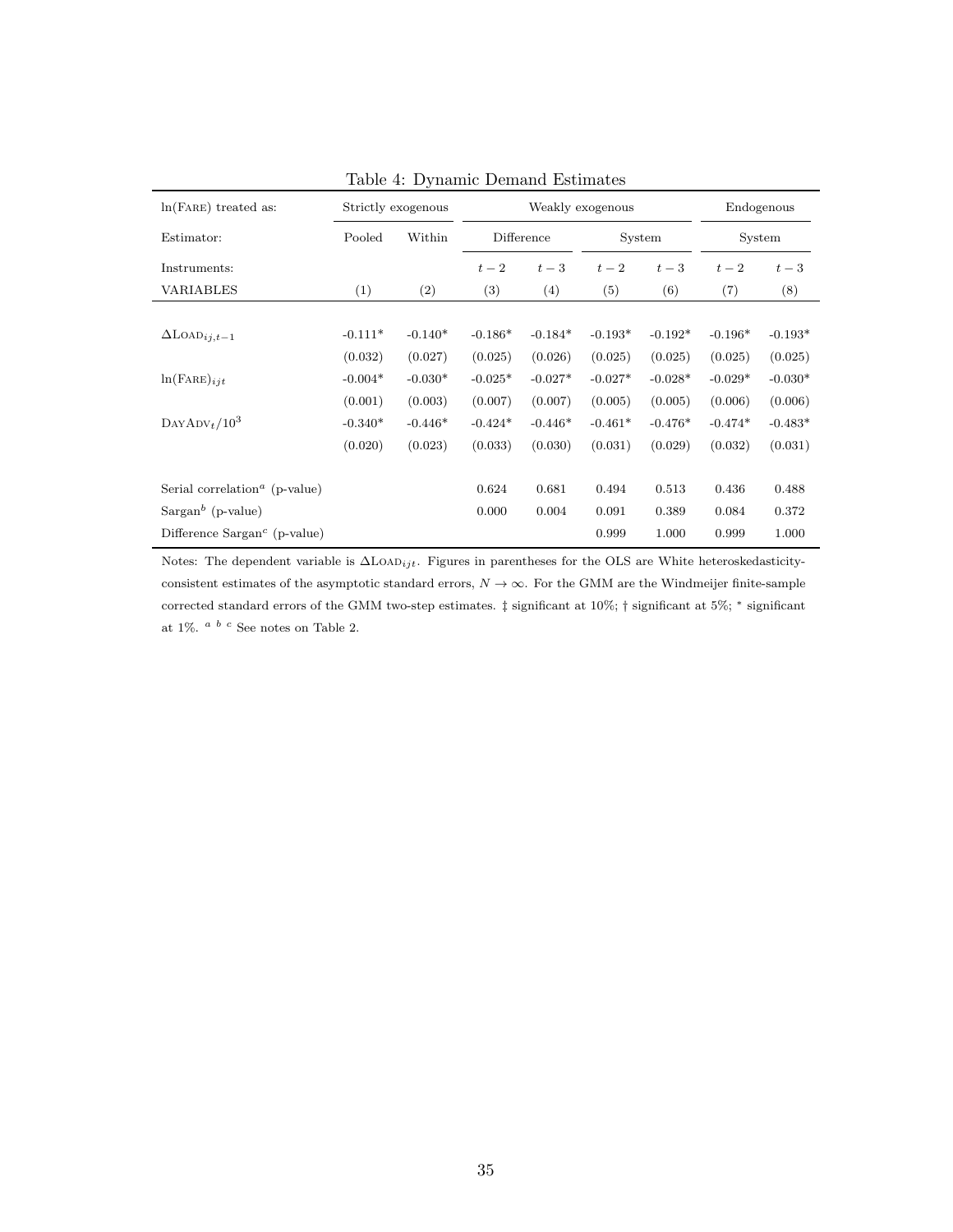Table 4: Dynamic Demand Estimates

| ln(FARE) treated as: | Strictly exogenous | | Weakly exogenous | | | | Endogenous | |
|---|---|---|---|---|---|---|---|---|
| Estimator: | Pooled | Within | Difference | | System | | System | |
| Instruments: | | | $t-2$ | $t-3$ | $t-2$ | $t-3$ | $t-2$ | $t-3$ |
| VARIABLES | (1) | (2) | (3) | (4) | (5) | (6) | (7) | (8) |
| $\Delta$LOAD$_{ij,t-1}$ | -0.111* | -0.140* | -0.186* | -0.184* | -0.193* | -0.192* | -0.196* | -0.193* |
| | (0.032) | (0.027) | (0.025) | (0.026) | (0.025) | (0.025) | (0.025) | (0.025) |
| ln(FARE)$_{ijt}$ | -0.004* | -0.030* | -0.025* | -0.027* | -0.027* | -0.028* | -0.029* | -0.030* |
| | (0.001) | (0.003) | (0.007) | (0.007) | (0.005) | (0.005) | (0.006) | (0.006) |
| DAYADV$_t/10^3$ | -0.340* | -0.446* | -0.424* | -0.446* | -0.461* | -0.476* | -0.474* | -0.483* |
| | (0.020) | (0.023) | (0.033) | (0.030) | (0.031) | (0.029) | (0.032) | (0.031) |
| Serial correlation[a] (p-value) | | | 0.624 | 0.681 | 0.494 | 0.513 | 0.436 | 0.488 |
| Sargan[b] (p-value) | | | 0.000 | 0.004 | 0.091 | 0.389 | 0.084 | 0.372 |
| Difference Sargan[c] (p-value) | | | | | 0.999 | 1.000 | 0.999 | 1.000 |

Notes: The dependent variable is $\Delta$LOAD$_{ijt}$. Figures in parentheses for the OLS are White heteroskedasticity-consistent estimates of the asymptotic standard errors, $N \rightarrow \infty$. For the GMM are the Windmeijer finite-sample corrected standard errors of the GMM two-step estimates. ‡ significant at 10%; † significant at 5%; * significant at 1%. [a b c] See notes on Table 2.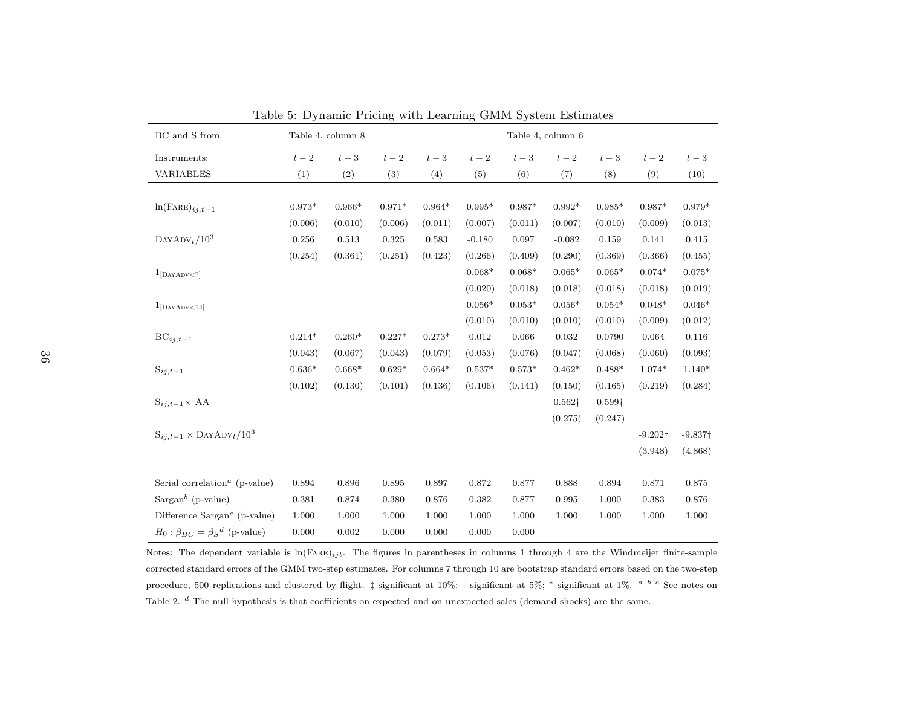Table 5: Dynamic Pricing with Learning GMM System Estimates

| BC and S from: | Table 4, column 8 | | Table 4, column 6 | | | | | | | |
|---|---|---|---|---|---|---|---|---|---|---|
| Instruments: | $t-2$ | $t-3$ | $t-2$ | $t-3$ | $t-2$ | $t-3$ | $t-2$ | $t-3$ | $t-2$ | $t-3$ |
| VARIABLES | (1) | (2) | (3) | (4) | (5) | (6) | (7) | (8) | (9) | (10) |
| $\ln(\text{FARE})_{ij,t-1}$ | 0.973* | 0.966* | 0.971* | 0.964* | 0.995* | 0.987* | 0.992* | 0.985* | 0.987* | 0.979* |
| | (0.006) | (0.010) | (0.006) | (0.011) | (0.007) | (0.011) | (0.007) | (0.010) | (0.009) | (0.013) |
| $\text{DAYADV}_t/10^3$ | 0.256 | 0.513 | 0.325 | 0.583 | -0.180 | 0.097 | -0.082 | 0.159 | 0.141 | 0.415 |
| | (0.254) | (0.361) | (0.251) | (0.423) | (0.266) | (0.409) | (0.290) | (0.369) | (0.366) | (0.455) |
| $1_{[\text{DAYADV}<7]}$ | | | | | 0.068* | 0.068* | 0.065* | 0.065* | 0.074* | 0.075* |
| | | | | | (0.020) | (0.018) | (0.018) | (0.018) | (0.018) | (0.019) |
| $1_{[\text{DAYADV}<14]}$ | | | | | 0.056* | 0.053* | 0.056* | 0.054* | 0.048* | 0.046* |
| | | | | | (0.010) | (0.010) | (0.010) | (0.010) | (0.009) | (0.012) |
| $\text{BC}_{ij,t-1}$ | 0.214* | 0.260* | 0.227* | 0.273* | 0.012 | 0.066 | 0.032 | 0.0790 | 0.064 | 0.116 |
| | (0.043) | (0.067) | (0.043) | (0.079) | (0.053) | (0.076) | (0.047) | (0.068) | (0.060) | (0.093) |
| $\text{S}_{ij,t-1}$ | 0.636* | 0.668* | 0.629* | 0.664* | 0.537* | 0.573* | 0.462* | 0.488* | 1.074* | 1.140* |
| | (0.102) | (0.130) | (0.101) | (0.136) | (0.106) | (0.141) | (0.150) | (0.165) | (0.219) | (0.284) |
| $\text{S}_{ij,t-1}\times$ AA | | | | | | | 0.562† | 0.599† | | |
| | | | | | | | (0.275) | (0.247) | | |
| $\text{S}_{ij,t-1}\times \text{DAYADV}_t/10^3$ | | | | | | | | | -9.202† | -9.837† |
| | | | | | | | | | (3.948) | (4.868) |
| Serial correlation[a] (p-value) | 0.894 | 0.896 | 0.895 | 0.897 | 0.872 | 0.877 | 0.888 | 0.894 | 0.871 | 0.875 |
| Sargan[b] (p-value) | 0.381 | 0.874 | 0.380 | 0.876 | 0.382 | 0.877 | 0.995 | 1.000 | 0.383 | 0.876 |
| Difference Sargan[c] (p-value) | 1.000 | 1.000 | 1.000 | 1.000 | 1.000 | 1.000 | 1.000 | 1.000 | 1.000 | 1.000 |
| $H_0: \beta_{BC} = \beta_S$[d] (p-value) | 0.000 | 0.002 | 0.000 | 0.000 | 0.000 | 0.000 | | | | |

Notes: The dependent variable is $\ln(\text{FARE})_{ijt}$. The figures in parentheses in columns 1 through 4 are the Windmeijer finite-sample corrected standard errors of the GMM two-step estimates. For columns 7 through 10 are bootstrap standard errors based on the two-step procedure, 500 replications and clustered by flight. ‡ significant at 10%; † significant at 5%; * significant at 1%. [a b c] See notes on Table 2. [d] The null hypothesis is that coefficients on expected and on unexpected sales (demand shocks) are the same.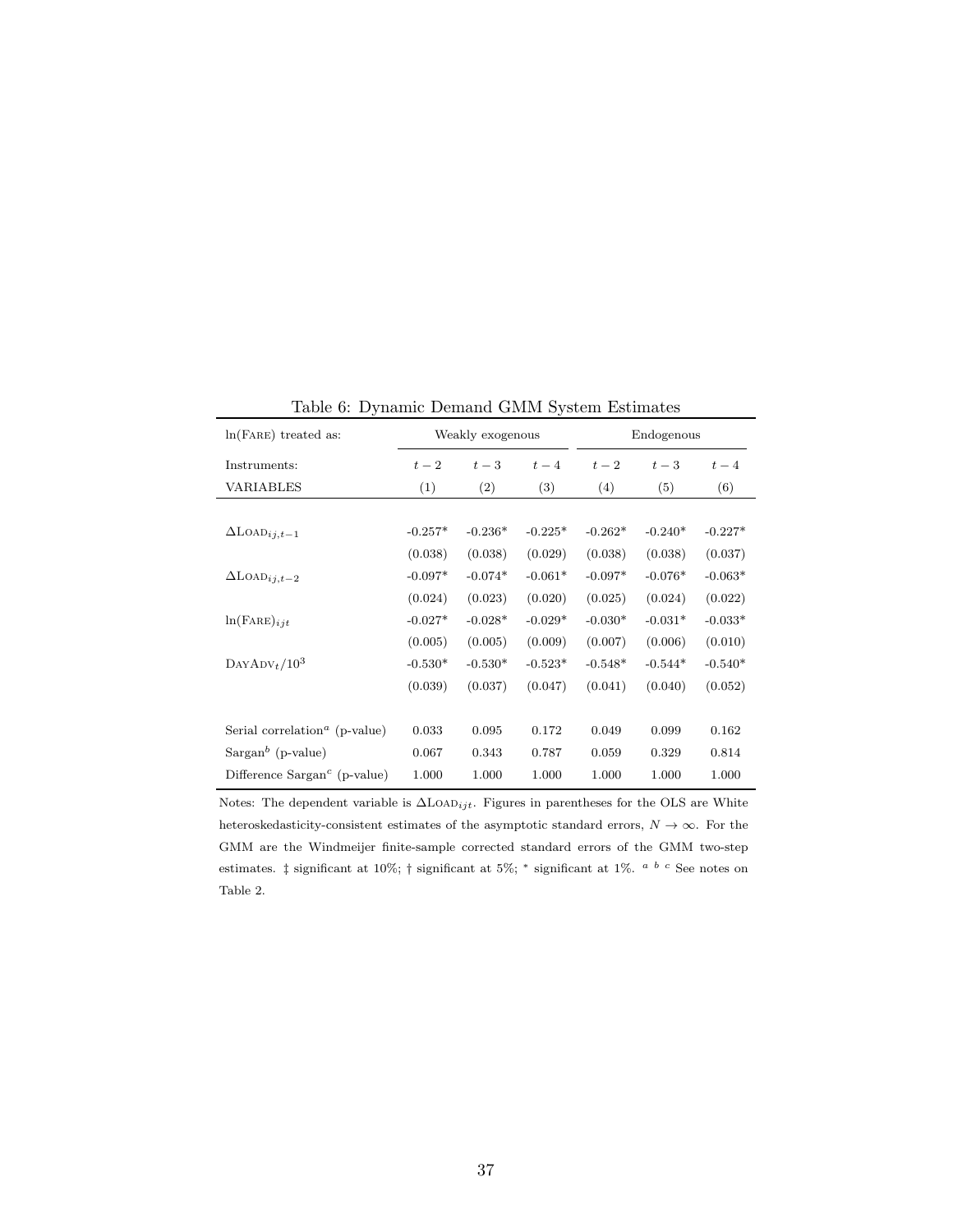Table 6: Dynamic Demand GMM System Estimates

| ln(FARE) treated as: | Weakly exogenous | | | Endogenous | | |
|---|---|---|---|---|---|---|
| Instruments: | $t-2$ | $t-3$ | $t-4$ | $t-2$ | $t-3$ | $t-4$ |
| VARIABLES | (1) | (2) | (3) | (4) | (5) | (6) |
| $\Delta\text{LOAD}_{ij,t-1}$ | -0.257* | -0.236* | -0.225* | -0.262* | -0.240* | -0.227* |
| | (0.038) | (0.038) | (0.029) | (0.038) | (0.038) | (0.037) |
| $\Delta\text{LOAD}_{ij,t-2}$ | -0.097* | -0.074* | -0.061* | -0.097* | -0.076* | -0.063* |
| | (0.024) | (0.023) | (0.020) | (0.025) | (0.024) | (0.022) |
| $\ln(\text{FARE})_{ijt}$ | -0.027* | -0.028* | -0.029* | -0.030* | -0.031* | -0.033* |
| | (0.005) | (0.005) | (0.009) | (0.007) | (0.006) | (0.010) |
| $\text{DAYADV}_t/10^3$ | -0.530* | -0.530* | -0.523* | -0.548* | -0.544* | -0.540* |
| | (0.039) | (0.037) | (0.047) | (0.041) | (0.040) | (0.052) |
| Serial correlation[a] (p-value) | 0.033 | 0.095 | 0.172 | 0.049 | 0.099 | 0.162 |
| Sargan[b] (p-value) | 0.067 | 0.343 | 0.787 | 0.059 | 0.329 | 0.814 |
| Difference Sargan[c] (p-value) | 1.000 | 1.000 | 1.000 | 1.000 | 1.000 | 1.000 |

Notes: The dependent variable is $\Delta\text{LOAD}_{ijt}$. Figures in parentheses for the OLS are White heteroskedasticity-consistent estimates of the asymptotic standard errors, $N \to \infty$. For the GMM are the Windmeijer finite-sample corrected standard errors of the GMM two-step estimates. ‡ significant at 10%; † significant at 5%; * significant at 1%. [a] [b] [c] See notes on Table 2.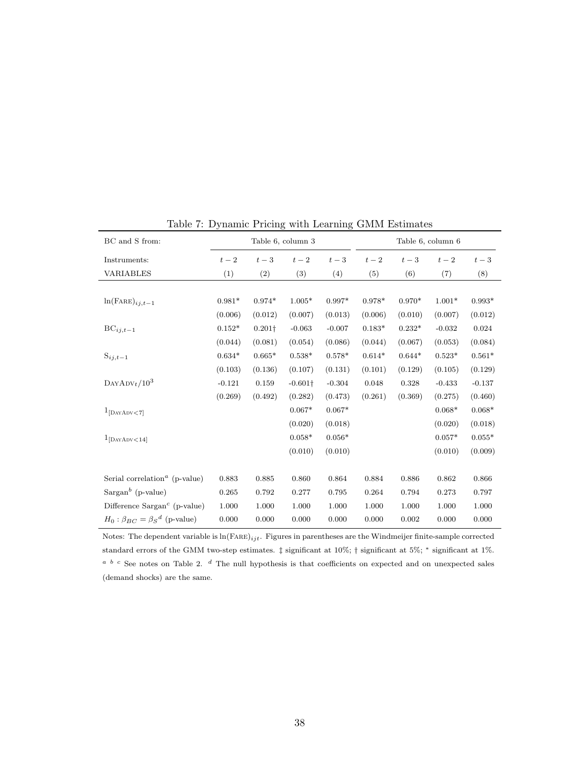Table 7: Dynamic Pricing with Learning GMM Estimates

| BC and S from: | Table 6, column 3 | | | | Table 6, column 6 | | | |
|---|---|---|---|---|---|---|---|---|
| Instruments: | $t-2$ | $t-3$ | $t-2$ | $t-3$ | $t-2$ | $t-3$ | $t-2$ | $t-3$ |
| VARIABLES | (1) | (2) | (3) | (4) | (5) | (6) | (7) | (8) |
| $\ln(\text{FARE})_{ij,t-1}$ | 0.981* | 0.974* | 1.005* | 0.997* | 0.978* | 0.970* | 1.001* | 0.993* |
| | (0.006) | (0.012) | (0.007) | (0.013) | (0.006) | (0.010) | (0.007) | (0.012) |
| $\text{BC}_{ij,t-1}$ | 0.152* | 0.201† | -0.063 | -0.007 | 0.183* | 0.232* | -0.032 | 0.024 |
| | (0.044) | (0.081) | (0.054) | (0.086) | (0.044) | (0.067) | (0.053) | (0.084) |
| $\text{S}_{ij,t-1}$ | 0.634* | 0.665* | 0.538* | 0.578* | 0.614* | 0.644* | 0.523* | 0.561* |
| | (0.103) | (0.136) | (0.107) | (0.131) | (0.101) | (0.129) | (0.105) | (0.129) |
| $\text{DAYADV}_t/10^3$ | -0.121 | 0.159 | -0.601† | -0.304 | 0.048 | 0.328 | -0.433 | -0.137 |
| | (0.269) | (0.492) | (0.282) | (0.473) | (0.261) | (0.369) | (0.275) | (0.460) |
| $1_{[\text{DAYADV}<7]}$ | | | 0.067* | 0.067* | | | 0.068* | 0.068* |
| | | | (0.020) | (0.018) | | | (0.020) | (0.018) |
| $1_{[\text{DAYADV}<14]}$ | | | 0.058* | 0.056* | | | 0.057* | 0.055* |
| | | | (0.010) | (0.010) | | | (0.010) | (0.009) |
| Serial correlation[a] (p-value) | 0.883 | 0.885 | 0.860 | 0.864 | 0.884 | 0.886 | 0.862 | 0.866 |
| Sargan[b] (p-value) | 0.265 | 0.792 | 0.277 | 0.795 | 0.264 | 0.794 | 0.273 | 0.797 |
| Difference Sargan[c] (p-value) | 1.000 | 1.000 | 1.000 | 1.000 | 1.000 | 1.000 | 1.000 | 1.000 |
| $H_0: \beta_{BC} = \beta_S$[d] (p-value) | 0.000 | 0.000 | 0.000 | 0.000 | 0.000 | 0.002 | 0.000 | 0.000 |

Notes: The dependent variable is $\ln(\text{FARE})_{ijt}$. Figures in parentheses are the Windmeijer finite-sample corrected standard errors of the GMM two-step estimates. ‡ significant at 10%; † significant at 5%; * significant at 1%. [a] [b] [c] See notes on Table 2. [d] The null hypothesis is that coefficients on expected and on unexpected sales (demand shocks) are the same.